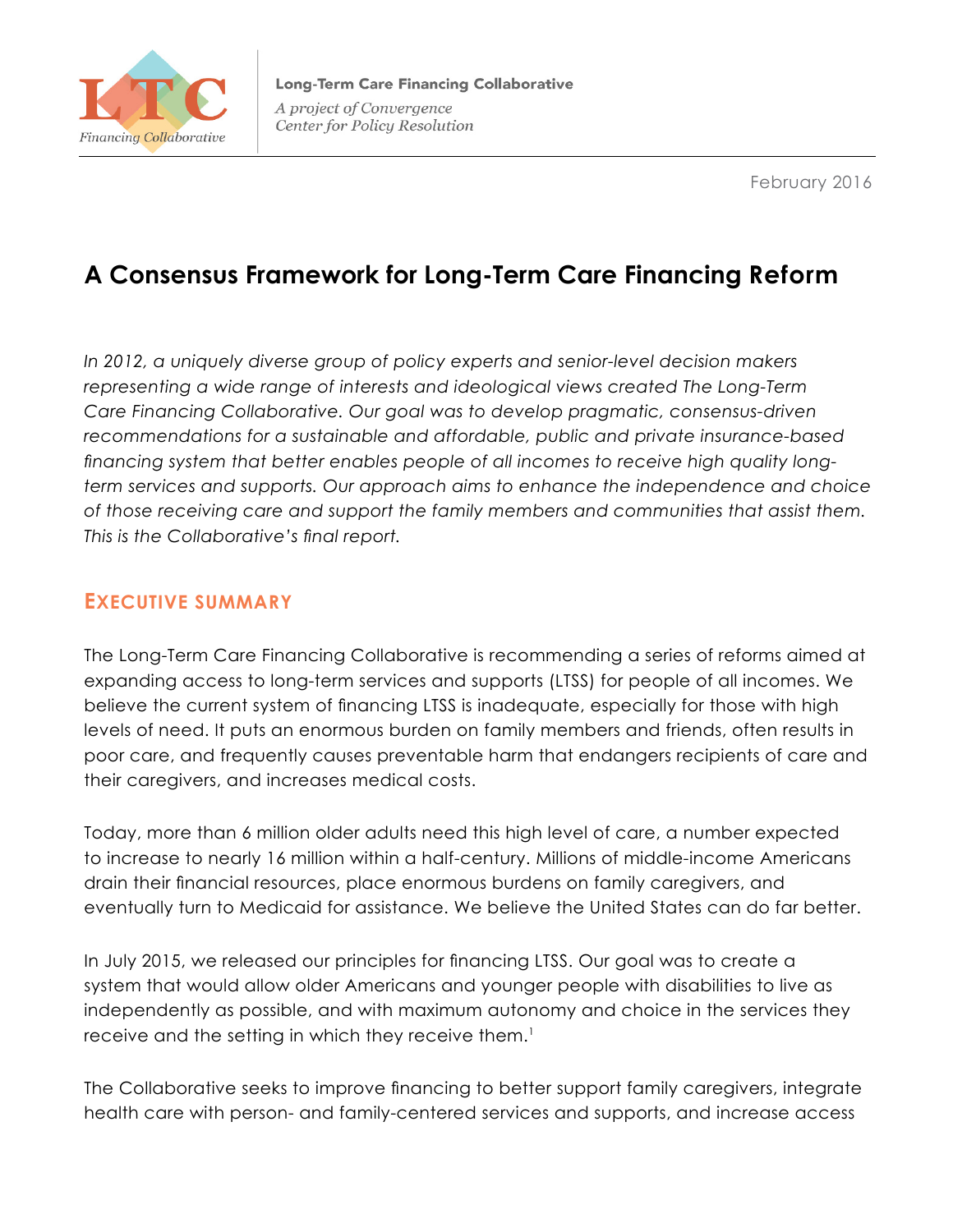Long-Term Care Financing Collaborative

*A project of Convergence Center for Policy Resolution*

February 2016

# A Consensus Framework for Long-Term Care Financing Reform

*In 2012, a uniquely diverse group of policy experts and senior-level decision makers representing a wide range of interests and ideological views created The Long-Term Care Financing Collaborative. Our goal was to develop pragmatic, consensus-driven recommendations for a sustainable and affordable, public and private insurance-based financing system that better enables people of all incomes to receive high quality long-term services and supports. Our approach aims to enhance the independence and choice of those receiving care and support the family members and communities that assist them. This is the Collaborative's final report.*

## EXECUTIVE SUMMARY

The Long-Term Care Financing Collaborative is recommending a series of reforms aimed at expanding access to long-term services and supports (LTSS) for people of all incomes. We believe the current system of financing LTSS is inadequate, especially for those with high levels of need. It puts an enormous burden on family members and friends, often results in poor care, and frequently causes preventable harm that endangers recipients of care and their caregivers, and increases medical costs.

Today, more than 6 million older adults need this high level of care, a number expected to increase to nearly 16 million within a half-century. Millions of middle-income Americans drain their financial resources, place enormous burdens on family caregivers, and eventually turn to Medicaid for assistance. We believe the United States can do far better.

In July 2015, we released our principles for financing LTSS. Our goal was to create a system that would allow older Americans and younger people with disabilities to live as independently as possible, and with maximum autonomy and choice in the services they receive and the setting in which they receive them.[1]

The Collaborative seeks to improve financing to better support family caregivers, integrate health care with person- and family-centered services and supports, and increase access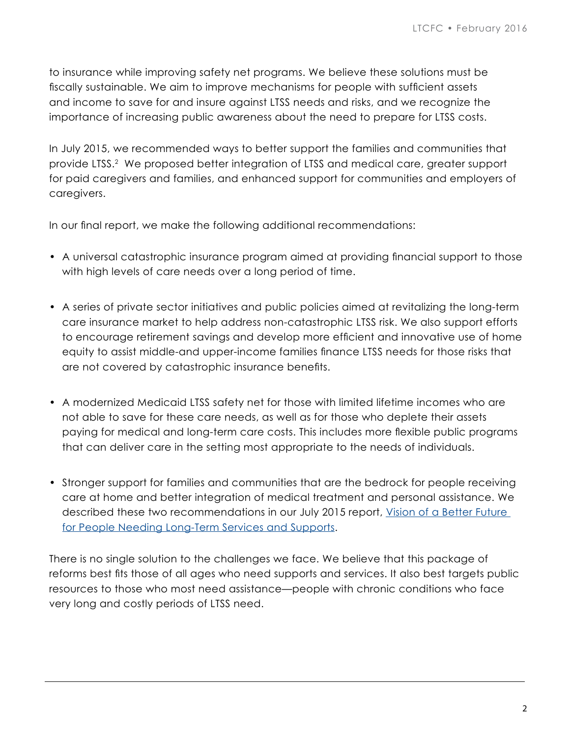to insurance while improving safety net programs. We believe these solutions must be fiscally sustainable. We aim to improve mechanisms for people with sufficient assets and income to save for and insure against LTSS needs and risks, and we recognize the importance of increasing public awareness about the need to prepare for LTSS costs.

In July 2015, we recommended ways to better support the families and communities that provide LTSS.[2] We proposed better integration of LTSS and medical care, greater support for paid caregivers and families, and enhanced support for communities and employers of caregivers.

In our final report, we make the following additional recommendations:

- A universal catastrophic insurance program aimed at providing financial support to those with high levels of care needs over a long period of time.

- A series of private sector initiatives and public policies aimed at revitalizing the long-term care insurance market to help address non-catastrophic LTSS risk. We also support efforts to encourage retirement savings and develop more efficient and innovative use of home equity to assist middle-and upper-income families finance LTSS needs for those risks that are not covered by catastrophic insurance benefits.

- A modernized Medicaid LTSS safety net for those with limited lifetime incomes who are not able to save for these care needs, as well as for those who deplete their assets paying for medical and long-term care costs. This includes more flexible public programs that can deliver care in the setting most appropriate to the needs of individuals.

- Stronger support for families and communities that are the bedrock for people receiving care at home and better integration of medical treatment and personal assistance. We described these two recommendations in our July 2015 report, Vision of a Better Future for People Needing Long-Term Services and Supports.

There is no single solution to the challenges we face. We believe that this package of reforms best fits those of all ages who need supports and services. It also best targets public resources to those who most need assistance—people with chronic conditions who face very long and costly periods of LTSS need.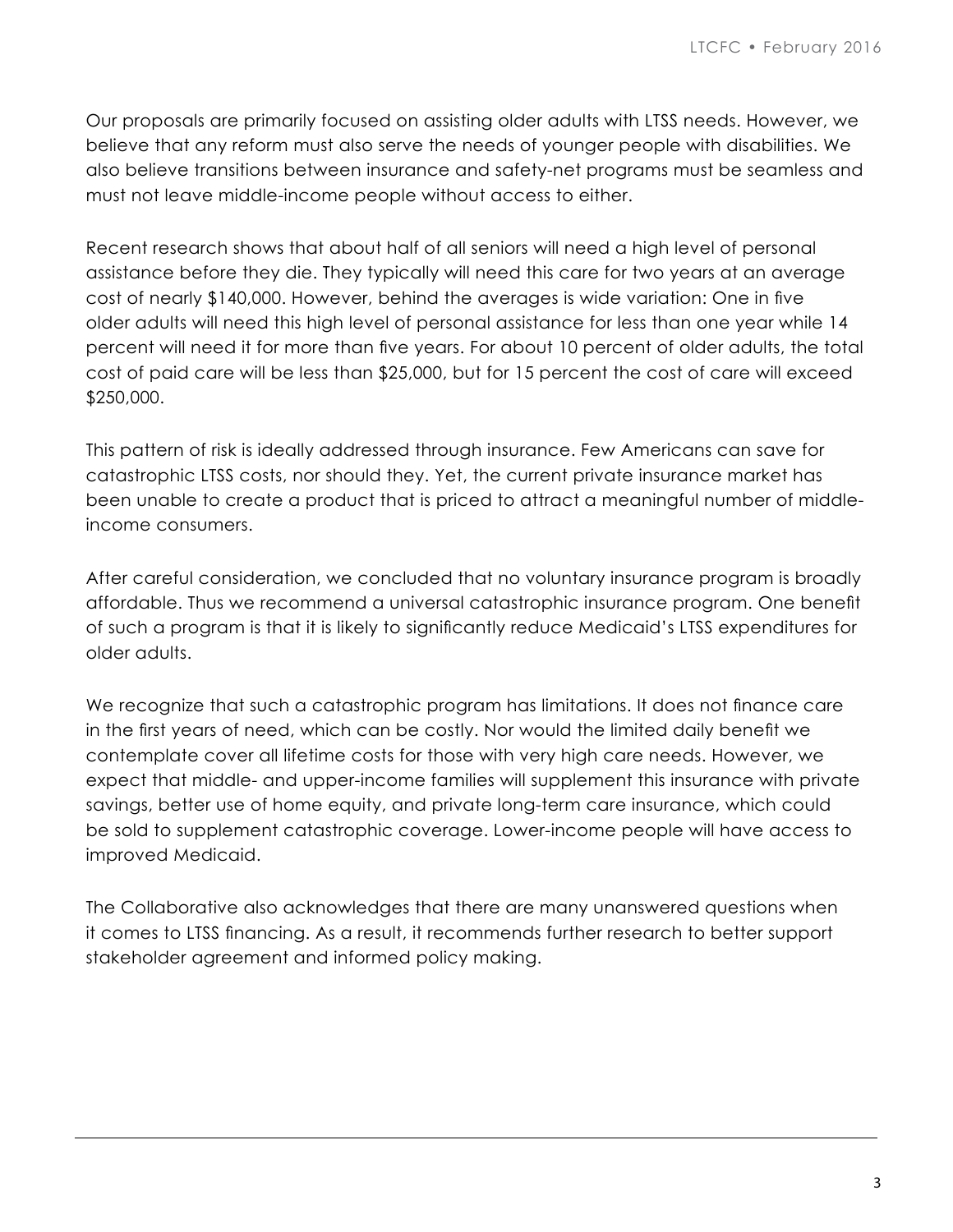Our proposals are primarily focused on assisting older adults with LTSS needs. However, we believe that any reform must also serve the needs of younger people with disabilities. We also believe transitions between insurance and safety-net programs must be seamless and must not leave middle-income people without access to either.

Recent research shows that about half of all seniors will need a high level of personal assistance before they die. They typically will need this care for two years at an average cost of nearly $140,000. However, behind the averages is wide variation: One in five older adults will need this high level of personal assistance for less than one year while 14 percent will need it for more than five years. For about 10 percent of older adults, the total cost of paid care will be less than $25,000, but for 15 percent the cost of care will exceed $250,000.

This pattern of risk is ideally addressed through insurance. Few Americans can save for catastrophic LTSS costs, nor should they. Yet, the current private insurance market has been unable to create a product that is priced to attract a meaningful number of middle-income consumers.

After careful consideration, we concluded that no voluntary insurance program is broadly affordable. Thus we recommend a universal catastrophic insurance program. One benefit of such a program is that it is likely to significantly reduce Medicaid's LTSS expenditures for older adults.

We recognize that such a catastrophic program has limitations. It does not finance care in the first years of need, which can be costly. Nor would the limited daily benefit we contemplate cover all lifetime costs for those with very high care needs. However, we expect that middle- and upper-income families will supplement this insurance with private savings, better use of home equity, and private long-term care insurance, which could be sold to supplement catastrophic coverage. Lower-income people will have access to improved Medicaid.

The Collaborative also acknowledges that there are many unanswered questions when it comes to LTSS financing. As a result, it recommends further research to better support stakeholder agreement and informed policy making.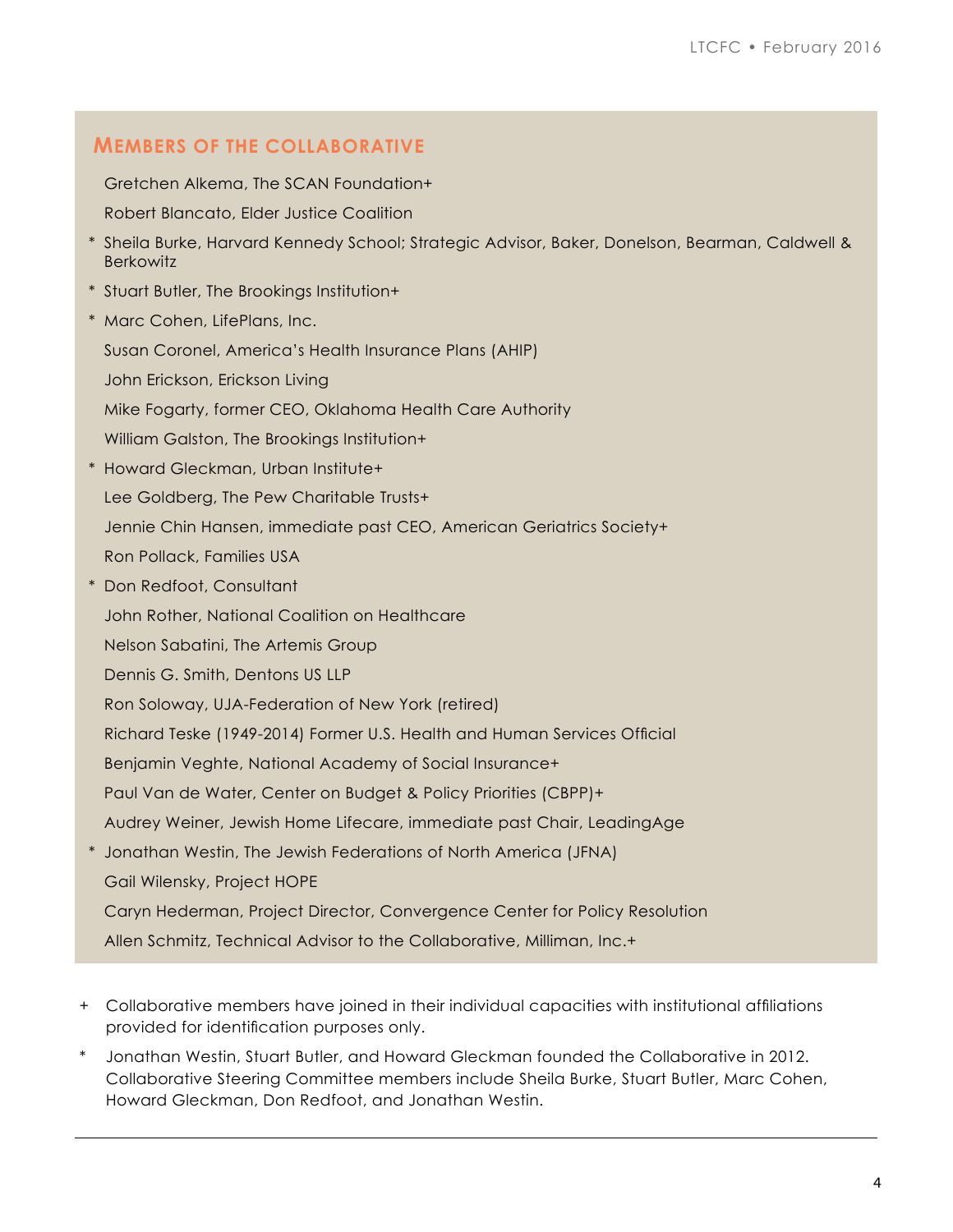## Members of the Collaborative

Gretchen Alkema, The SCAN Foundation+

Robert Blancato, Elder Justice Coalition

\* Sheila Burke, Harvard Kennedy School; Strategic Advisor, Baker, Donelson, Bearman, Caldwell & Berkowitz

\* Stuart Butler, The Brookings Institution+

\* Marc Cohen, LifePlans, Inc.

Susan Coronel, America's Health Insurance Plans (AHIP)

John Erickson, Erickson Living

Mike Fogarty, former CEO, Oklahoma Health Care Authority

William Galston, The Brookings Institution+

\* Howard Gleckman, Urban Institute+

Lee Goldberg, The Pew Charitable Trusts+

Jennie Chin Hansen, immediate past CEO, American Geriatrics Society+

Ron Pollack, Families USA

\* Don Redfoot, Consultant

John Rother, National Coalition on Healthcare

Nelson Sabatini, The Artemis Group

Dennis G. Smith, Dentons US LLP

Ron Soloway, UJA-Federation of New York (retired)

Richard Teske (1949-2014) Former U.S. Health and Human Services Official

Benjamin Veghte, National Academy of Social Insurance+

Paul Van de Water, Center on Budget & Policy Priorities (CBPP)+

Audrey Weiner, Jewish Home Lifecare, immediate past Chair, LeadingAge

\* Jonathan Westin, The Jewish Federations of North America (JFNA)

Gail Wilensky, Project HOPE

Caryn Hederman, Project Director, Convergence Center for Policy Resolution

Allen Schmitz, Technical Advisor to the Collaborative, Milliman, Inc.+

\+ Collaborative members have joined in their individual capacities with institutional affiliations provided for identification purposes only.

\* Jonathan Westin, Stuart Butler, and Howard Gleckman founded the Collaborative in 2012. Collaborative Steering Committee members include Sheila Burke, Stuart Butler, Marc Cohen, Howard Gleckman, Don Redfoot, and Jonathan Westin.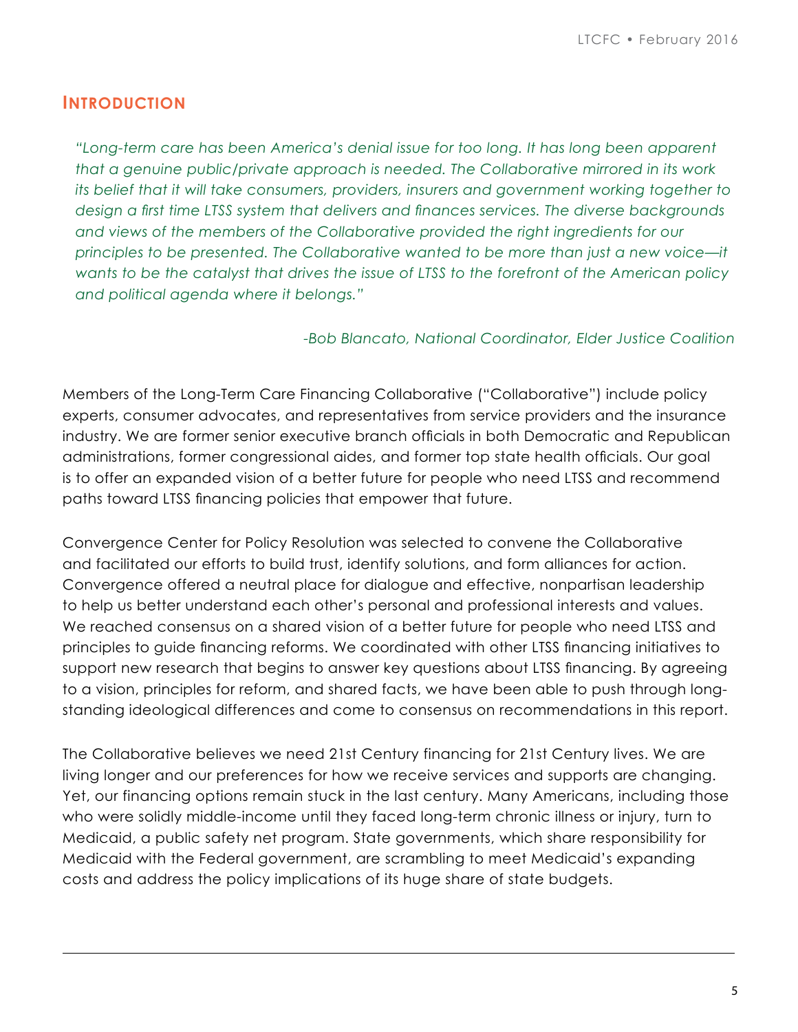## Introduction

*"Long-term care has been America's denial issue for too long. It has long been apparent that a genuine public/private approach is needed. The Collaborative mirrored in its work its belief that it will take consumers, providers, insurers and government working together to design a first time LTSS system that delivers and finances services. The diverse backgrounds and views of the members of the Collaborative provided the right ingredients for our principles to be presented. The Collaborative wanted to be more than just a new voice—it wants to be the catalyst that drives the issue of LTSS to the forefront of the American policy and political agenda where it belongs."*

*-Bob Blancato, National Coordinator, Elder Justice Coalition*

Members of the Long-Term Care Financing Collaborative ("Collaborative") include policy experts, consumer advocates, and representatives from service providers and the insurance industry. We are former senior executive branch officials in both Democratic and Republican administrations, former congressional aides, and former top state health officials. Our goal is to offer an expanded vision of a better future for people who need LTSS and recommend paths toward LTSS financing policies that empower that future.

Convergence Center for Policy Resolution was selected to convene the Collaborative and facilitated our efforts to build trust, identify solutions, and form alliances for action. Convergence offered a neutral place for dialogue and effective, nonpartisan leadership to help us better understand each other's personal and professional interests and values. We reached consensus on a shared vision of a better future for people who need LTSS and principles to guide financing reforms. We coordinated with other LTSS financing initiatives to support new research that begins to answer key questions about LTSS financing. By agreeing to a vision, principles for reform, and shared facts, we have been able to push through long-standing ideological differences and come to consensus on recommendations in this report.

The Collaborative believes we need 21st Century financing for 21st Century lives. We are living longer and our preferences for how we receive services and supports are changing. Yet, our financing options remain stuck in the last century. Many Americans, including those who were solidly middle-income until they faced long-term chronic illness or injury, turn to Medicaid, a public safety net program. State governments, which share responsibility for Medicaid with the Federal government, are scrambling to meet Medicaid's expanding costs and address the policy implications of its huge share of state budgets.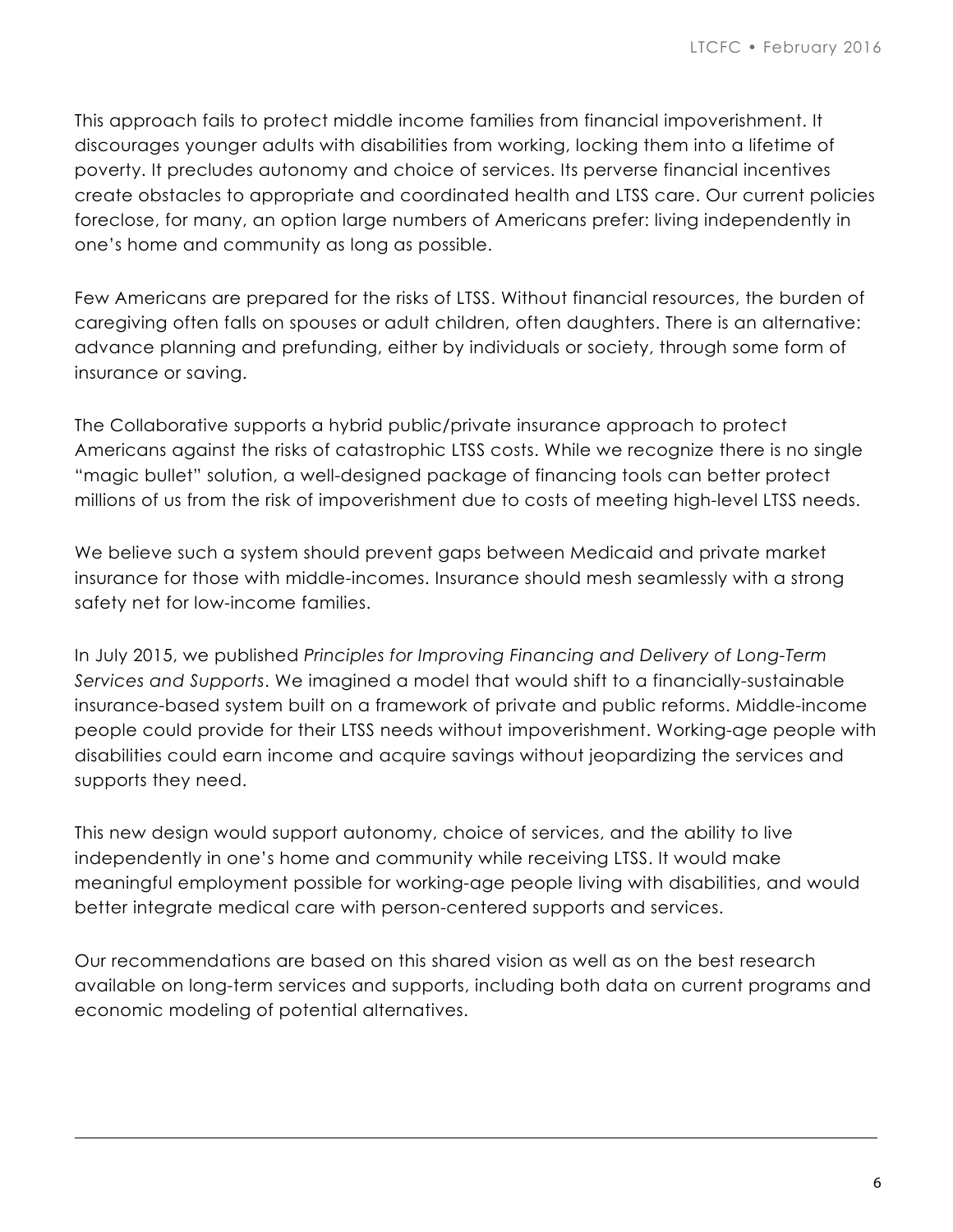This approach fails to protect middle income families from financial impoverishment. It discourages younger adults with disabilities from working, locking them into a lifetime of poverty. It precludes autonomy and choice of services. Its perverse financial incentives create obstacles to appropriate and coordinated health and LTSS care. Our current policies foreclose, for many, an option large numbers of Americans prefer: living independently in one's home and community as long as possible.

Few Americans are prepared for the risks of LTSS. Without financial resources, the burden of caregiving often falls on spouses or adult children, often daughters. There is an alternative: advance planning and prefunding, either by individuals or society, through some form of insurance or saving.

The Collaborative supports a hybrid public/private insurance approach to protect Americans against the risks of catastrophic LTSS costs. While we recognize there is no single "magic bullet" solution, a well-designed package of financing tools can better protect millions of us from the risk of impoverishment due to costs of meeting high-level LTSS needs.

We believe such a system should prevent gaps between Medicaid and private market insurance for those with middle-incomes. Insurance should mesh seamlessly with a strong safety net for low-income families.

In July 2015, we published *Principles for Improving Financing and Delivery of Long-Term Services and Supports*. We imagined a model that would shift to a financially-sustainable insurance-based system built on a framework of private and public reforms. Middle-income people could provide for their LTSS needs without impoverishment. Working-age people with disabilities could earn income and acquire savings without jeopardizing the services and supports they need.

This new design would support autonomy, choice of services, and the ability to live independently in one's home and community while receiving LTSS. It would make meaningful employment possible for working-age people living with disabilities, and would better integrate medical care with person-centered supports and services.

Our recommendations are based on this shared vision as well as on the best research available on long-term services and supports, including both data on current programs and economic modeling of potential alternatives.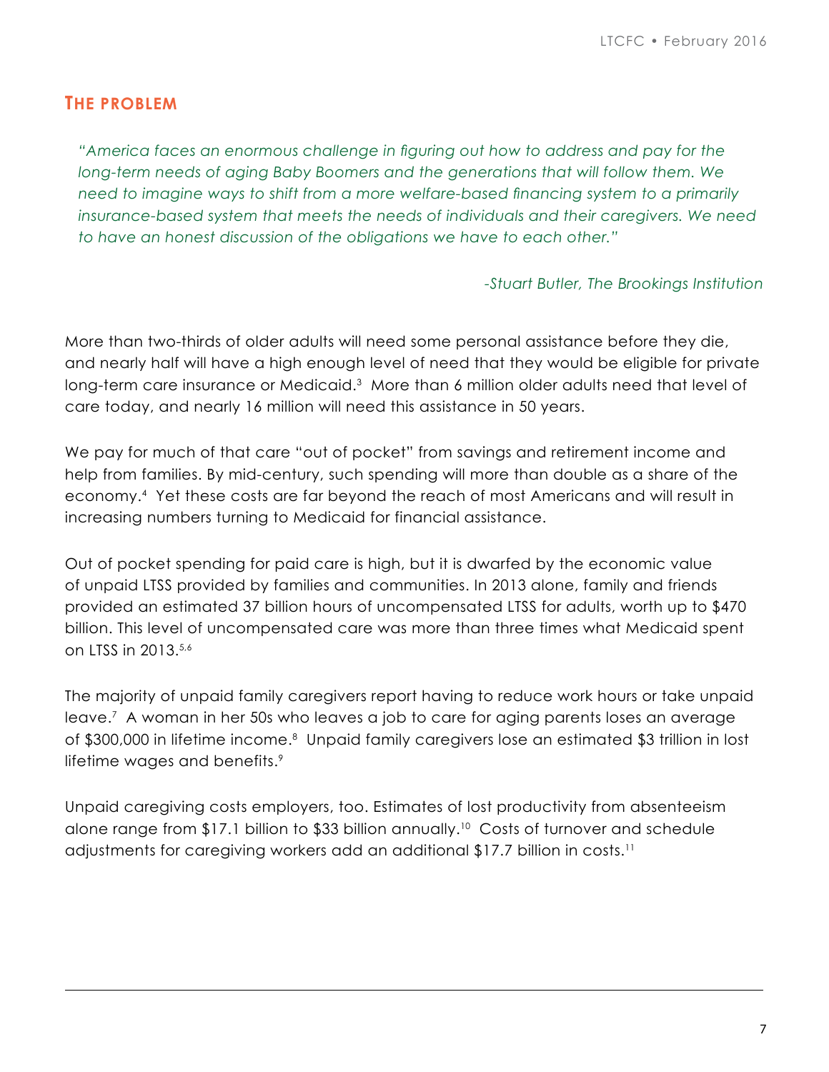## The problem

*"America faces an enormous challenge in figuring out how to address and pay for the long-term needs of aging Baby Boomers and the generations that will follow them. We need to imagine ways to shift from a more welfare-based financing system to a primarily insurance-based system that meets the needs of individuals and their caregivers. We need to have an honest discussion of the obligations we have to each other."*

*-Stuart Butler, The Brookings Institution*

More than two-thirds of older adults will need some personal assistance before they die, and nearly half will have a high enough level of need that they would be eligible for private long-term care insurance or Medicaid.[3] More than 6 million older adults need that level of care today, and nearly 16 million will need this assistance in 50 years.

We pay for much of that care "out of pocket" from savings and retirement income and help from families. By mid-century, such spending will more than double as a share of the economy.[4] Yet these costs are far beyond the reach of most Americans and will result in increasing numbers turning to Medicaid for financial assistance.

Out of pocket spending for paid care is high, but it is dwarfed by the economic value of unpaid LTSS provided by families and communities. In 2013 alone, family and friends provided an estimated 37 billion hours of uncompensated LTSS for adults, worth up to $470 billion. This level of uncompensated care was more than three times what Medicaid spent on LTSS in 2013.[5,6]

The majority of unpaid family caregivers report having to reduce work hours or take unpaid leave.[7] A woman in her 50s who leaves a job to care for aging parents loses an average of $300,000 in lifetime income.[8] Unpaid family caregivers lose an estimated $3 trillion in lost lifetime wages and benefits.[9]

Unpaid caregiving costs employers, too. Estimates of lost productivity from absenteeism alone range from $17.1 billion to $33 billion annually.[10] Costs of turnover and schedule adjustments for caregiving workers add an additional $17.7 billion in costs.[11]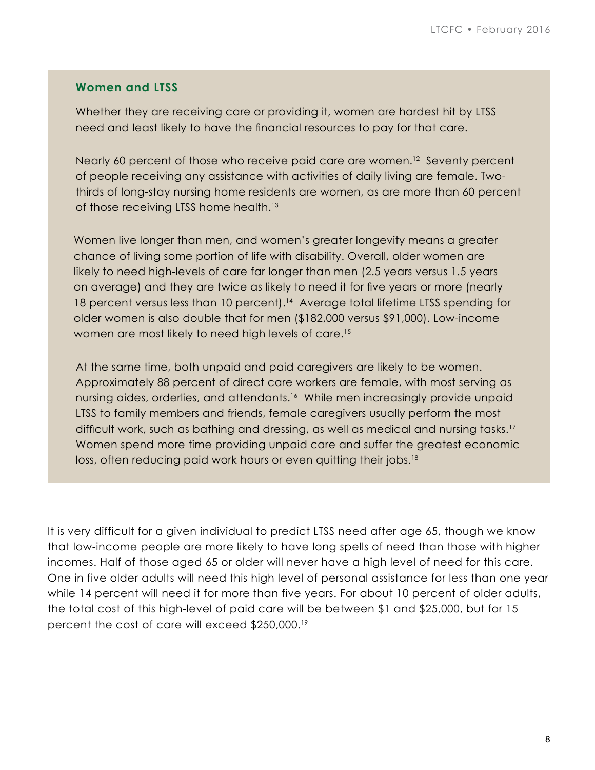### Women and LTSS

Whether they are receiving care or providing it, women are hardest hit by LTSS need and least likely to have the financial resources to pay for that care.

Nearly 60 percent of those who receive paid care are women.[12] Seventy percent of people receiving any assistance with activities of daily living are female. Two-thirds of long-stay nursing home residents are women, as are more than 60 percent of those receiving LTSS home health.[13]

Women live longer than men, and women's greater longevity means a greater chance of living some portion of life with disability. Overall, older women are likely to need high-levels of care far longer than men (2.5 years versus 1.5 years on average) and they are twice as likely to need it for five years or more (nearly 18 percent versus less than 10 percent).[14] Average total lifetime LTSS spending for older women is also double that for men ($182,000 versus $91,000). Low-income women are most likely to need high levels of care.[15]

At the same time, both unpaid and paid caregivers are likely to be women. Approximately 88 percent of direct care workers are female, with most serving as nursing aides, orderlies, and attendants.[16] While men increasingly provide unpaid LTSS to family members and friends, female caregivers usually perform the most difficult work, such as bathing and dressing, as well as medical and nursing tasks.[17] Women spend more time providing unpaid care and suffer the greatest economic loss, often reducing paid work hours or even quitting their jobs.[18]

It is very difficult for a given individual to predict LTSS need after age 65, though we know that low-income people are more likely to have long spells of need than those with higher incomes. Half of those aged 65 or older will never have a high level of need for this care. One in five older adults will need this high level of personal assistance for less than one year while 14 percent will need it for more than five years. For about 10 percent of older adults, the total cost of this high-level of paid care will be between $1 and $25,000, but for 15 percent the cost of care will exceed $250,000.[19]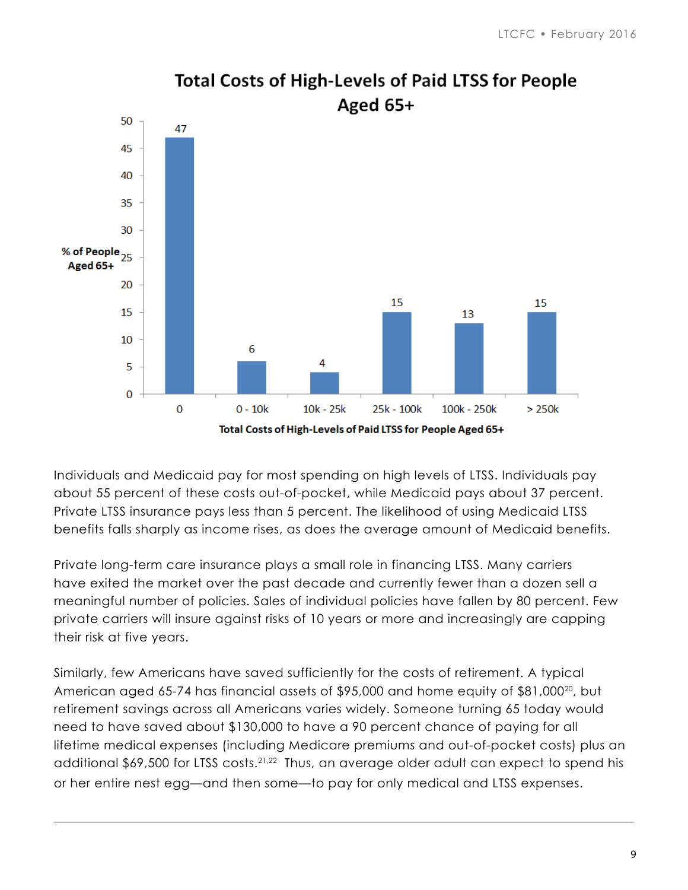## Total Costs of High-Levels of Paid LTSS for People Aged 65+

| Total Costs of High-Levels of Paid LTSS for People Aged 65+ | % of People Aged 65+ |
|---|---|
| 0 | 47 |
| 0 - 10k | 6 |
| 10k - 25k | 4 |
| 25k - 100k | 15 |
| 100k - 250k | 13 |
| > 250k | 15 |

Individuals and Medicaid pay for most spending on high levels of LTSS. Individuals pay about 55 percent of these costs out-of-pocket, while Medicaid pays about 37 percent. Private LTSS insurance pays less than 5 percent. The likelihood of using Medicaid LTSS benefits falls sharply as income rises, as does the average amount of Medicaid benefits.

Private long-term care insurance plays a small role in financing LTSS. Many carriers have exited the market over the past decade and currently fewer than a dozen sell a meaningful number of policies. Sales of individual policies have fallen by 80 percent. Few private carriers will insure against risks of 10 years or more and increasingly are capping their risk at five years.

Similarly, few Americans have saved sufficiently for the costs of retirement. A typical American aged 65-74 has financial assets of $95,000 and home equity of $81,000[20], but retirement savings across all Americans varies widely. Someone turning 65 today would need to have saved about $130,000 to have a 90 percent chance of paying for all lifetime medical expenses (including Medicare premiums and out-of-pocket costs) plus an additional $69,500 for LTSS costs.[21,22] Thus, an average older adult can expect to spend his or her entire nest egg—and then some—to pay for only medical and LTSS expenses.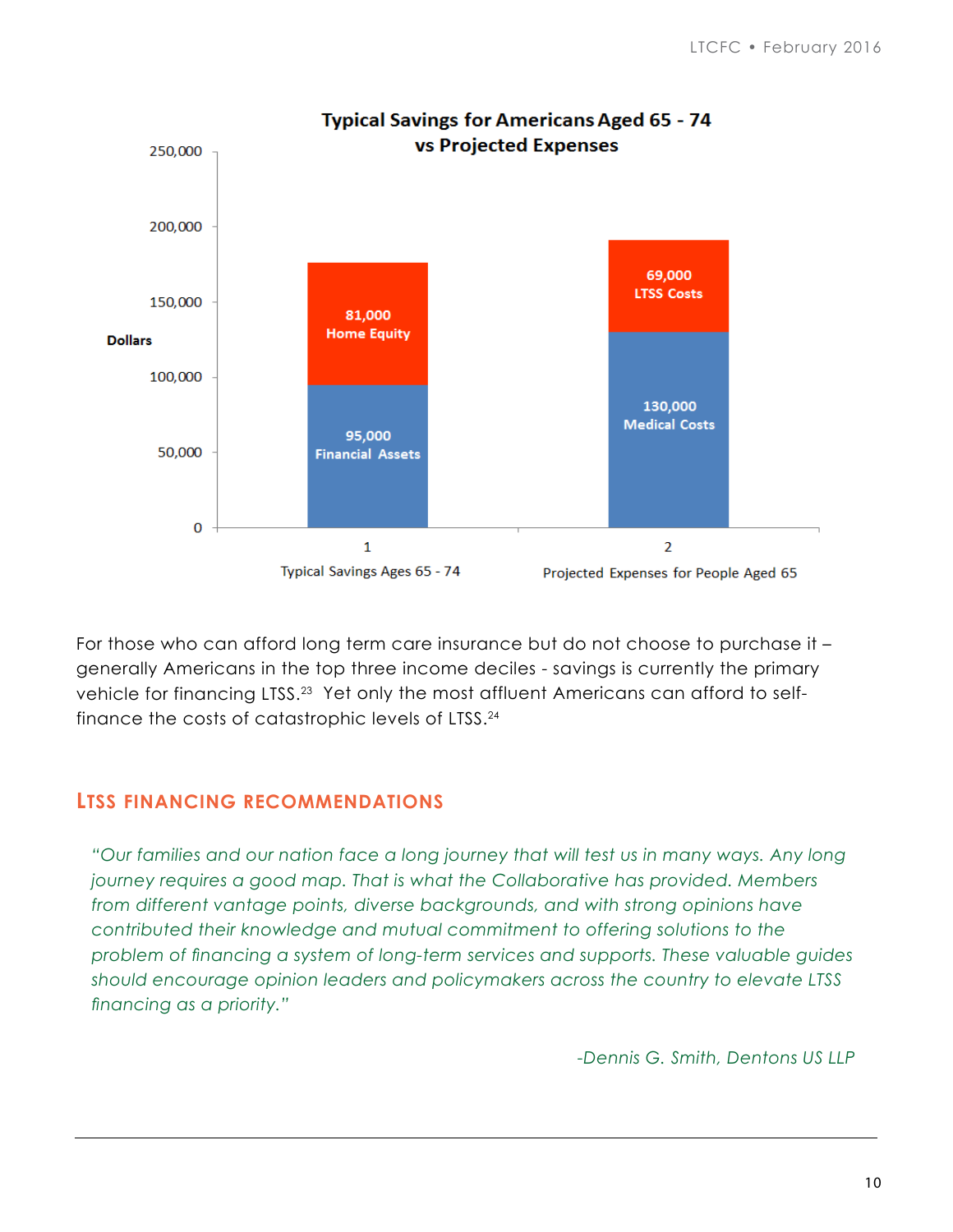**Typical Savings for Americans Aged 65 - 74 vs Projected Expenses**

| | Typical Savings Ages 65 - 74 | Projected Expenses for People Aged 65 |
|---|---|---|
| Financial Assets / Medical Costs | 95,000 Financial Assets | 130,000 Medical Costs |
| Home Equity / LTSS Costs | 81,000 Home Equity | 69,000 LTSS Costs |

For those who can afford long term care insurance but do not choose to purchase it – generally Americans in the top three income deciles - savings is currently the primary vehicle for financing LTSS.[23] Yet only the most affluent Americans can afford to self-finance the costs of catastrophic levels of LTSS.[24]

## LTSS FINANCING RECOMMENDATIONS

*"Our families and our nation face a long journey that will test us in many ways. Any long journey requires a good map. That is what the Collaborative has provided. Members from different vantage points, diverse backgrounds, and with strong opinions have contributed their knowledge and mutual commitment to offering solutions to the problem of financing a system of long-term services and supports. These valuable guides should encourage opinion leaders and policymakers across the country to elevate LTSS financing as a priority."*

*-Dennis G. Smith, Dentons US LLP*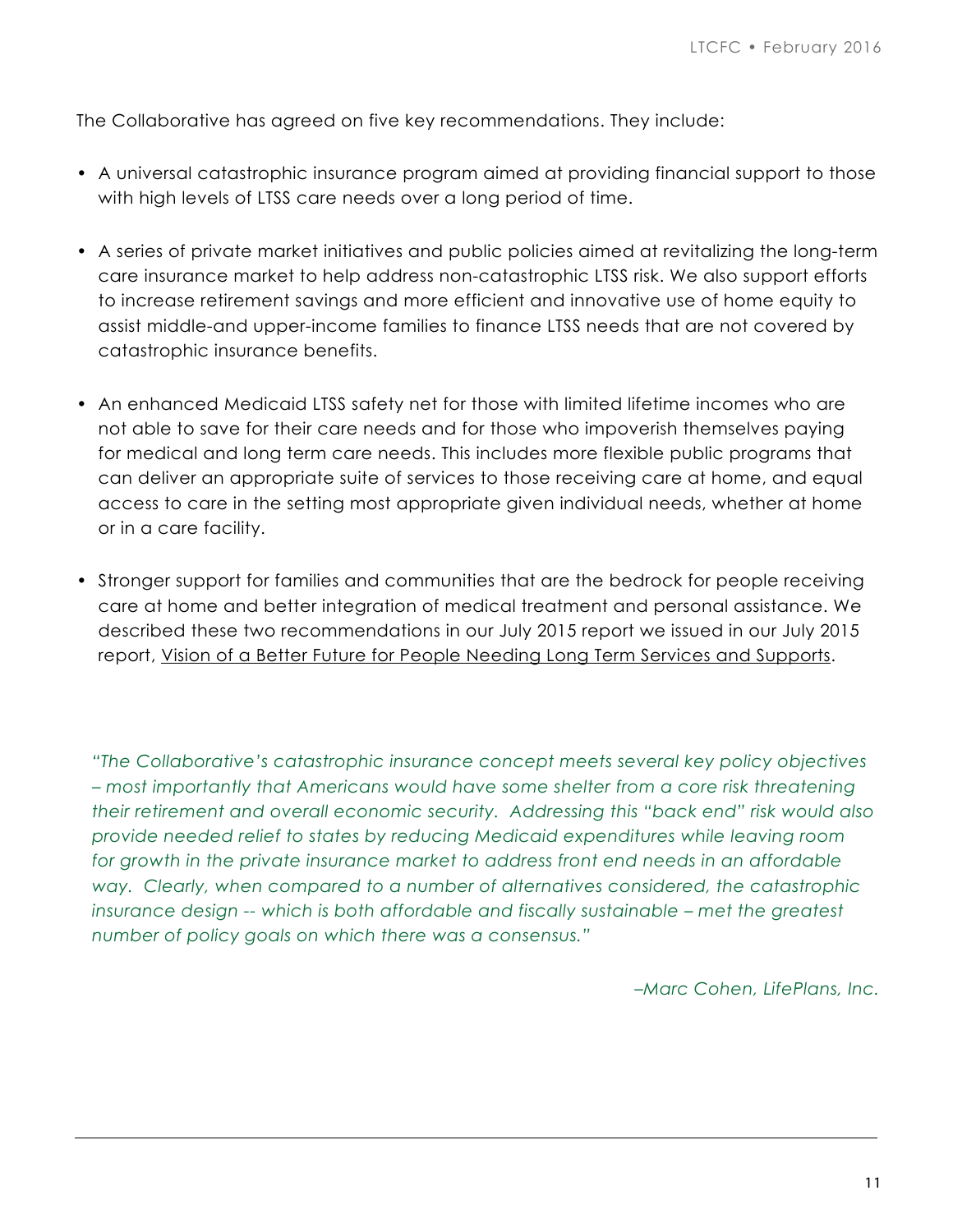The Collaborative has agreed on five key recommendations. They include:

- A universal catastrophic insurance program aimed at providing financial support to those with high levels of LTSS care needs over a long period of time.

- A series of private market initiatives and public policies aimed at revitalizing the long-term care insurance market to help address non-catastrophic LTSS risk. We also support efforts to increase retirement savings and more efficient and innovative use of home equity to assist middle-and upper-income families to finance LTSS needs that are not covered by catastrophic insurance benefits.

- An enhanced Medicaid LTSS safety net for those with limited lifetime incomes who are not able to save for their care needs and for those who impoverish themselves paying for medical and long term care needs. This includes more flexible public programs that can deliver an appropriate suite of services to those receiving care at home, and equal access to care in the setting most appropriate given individual needs, whether at home or in a care facility.

- Stronger support for families and communities that are the bedrock for people receiving care at home and better integration of medical treatment and personal assistance. We described these two recommendations in our July 2015 report we issued in our July 2015 report, Vision of a Better Future for People Needing Long Term Services and Supports.

> *"The Collaborative's catastrophic insurance concept meets several key policy objectives – most importantly that Americans would have some shelter from a core risk threatening their retirement and overall economic security. Addressing this "back end" risk would also provide needed relief to states by reducing Medicaid expenditures while leaving room for growth in the private insurance market to address front end needs in an affordable way. Clearly, when compared to a number of alternatives considered, the catastrophic insurance design -- which is both affordable and fiscally sustainable – met the greatest number of policy goals on which there was a consensus."*
>
> *–Marc Cohen, LifePlans, Inc.*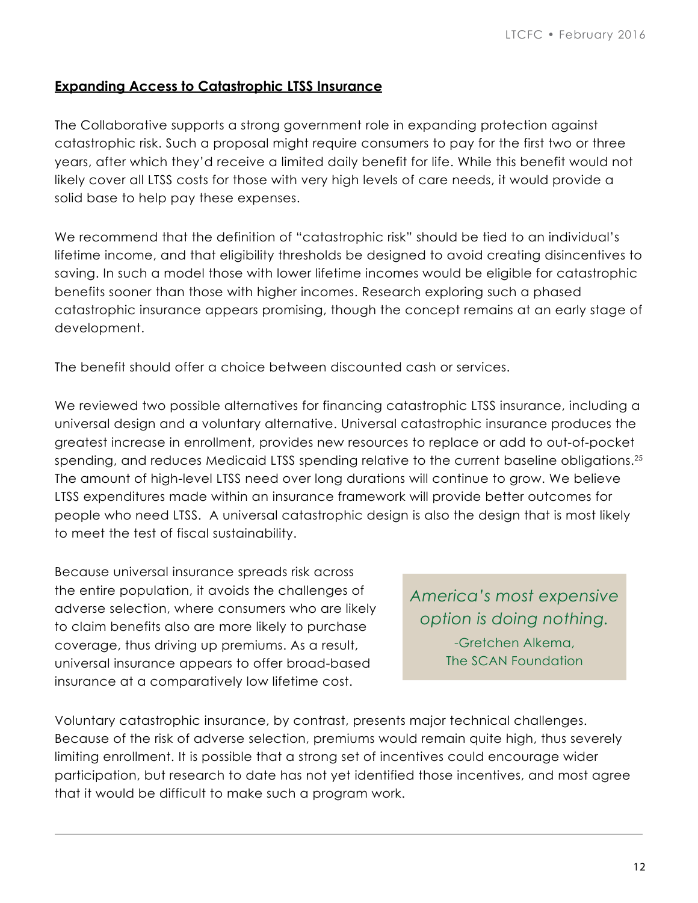**Expanding Access to Catastrophic LTSS Insurance**

The Collaborative supports a strong government role in expanding protection against catastrophic risk. Such a proposal might require consumers to pay for the first two or three years, after which they'd receive a limited daily benefit for life. While this benefit would not likely cover all LTSS costs for those with very high levels of care needs, it would provide a solid base to help pay these expenses.

We recommend that the definition of "catastrophic risk" should be tied to an individual's lifetime income, and that eligibility thresholds be designed to avoid creating disincentives to saving. In such a model those with lower lifetime incomes would be eligible for catastrophic benefits sooner than those with higher incomes. Research exploring such a phased catastrophic insurance appears promising, though the concept remains at an early stage of development.

The benefit should offer a choice between discounted cash or services.

We reviewed two possible alternatives for financing catastrophic LTSS insurance, including a universal design and a voluntary alternative. Universal catastrophic insurance produces the greatest increase in enrollment, provides new resources to replace or add to out-of-pocket spending, and reduces Medicaid LTSS spending relative to the current baseline obligations.[25] The amount of high-level LTSS need over long durations will continue to grow. We believe LTSS expenditures made within an insurance framework will provide better outcomes for people who need LTSS. A universal catastrophic design is also the design that is most likely to meet the test of fiscal sustainability.

Because universal insurance spreads risk across the entire population, it avoids the challenges of adverse selection, where consumers who are likely to claim benefits also are more likely to purchase coverage, thus driving up premiums. As a result, universal insurance appears to offer broad-based insurance at a comparatively low lifetime cost.

> *America's most expensive option is doing nothing.*
>
> -Gretchen Alkema, The SCAN Foundation

Voluntary catastrophic insurance, by contrast, presents major technical challenges. Because of the risk of adverse selection, premiums would remain quite high, thus severely limiting enrollment. It is possible that a strong set of incentives could encourage wider participation, but research to date has not yet identified those incentives, and most agree that it would be difficult to make such a program work.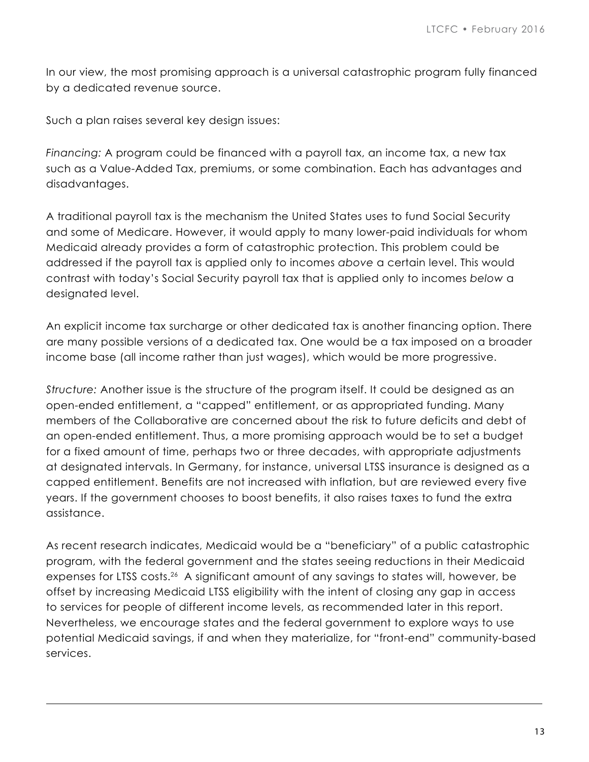In our view, the most promising approach is a universal catastrophic program fully financed by a dedicated revenue source.

Such a plan raises several key design issues:

*Financing:* A program could be financed with a payroll tax, an income tax, a new tax such as a Value-Added Tax, premiums, or some combination. Each has advantages and disadvantages.

A traditional payroll tax is the mechanism the United States uses to fund Social Security and some of Medicare. However, it would apply to many lower-paid individuals for whom Medicaid already provides a form of catastrophic protection. This problem could be addressed if the payroll tax is applied only to incomes *above* a certain level. This would contrast with today's Social Security payroll tax that is applied only to incomes *below* a designated level.

An explicit income tax surcharge or other dedicated tax is another financing option. There are many possible versions of a dedicated tax. One would be a tax imposed on a broader income base (all income rather than just wages), which would be more progressive.

*Structure:* Another issue is the structure of the program itself. It could be designed as an open-ended entitlement, a "capped" entitlement, or as appropriated funding. Many members of the Collaborative are concerned about the risk to future deficits and debt of an open-ended entitlement. Thus, a more promising approach would be to set a budget for a fixed amount of time, perhaps two or three decades, with appropriate adjustments at designated intervals. In Germany, for instance, universal LTSS insurance is designed as a capped entitlement. Benefits are not increased with inflation, but are reviewed every five years. If the government chooses to boost benefits, it also raises taxes to fund the extra assistance.

As recent research indicates, Medicaid would be a "beneficiary" of a public catastrophic program, with the federal government and the states seeing reductions in their Medicaid expenses for LTSS costs.[26] A significant amount of any savings to states will, however, be offset by increasing Medicaid LTSS eligibility with the intent of closing any gap in access to services for people of different income levels, as recommended later in this report. Nevertheless, we encourage states and the federal government to explore ways to use potential Medicaid savings, if and when they materialize, for "front-end" community-based services.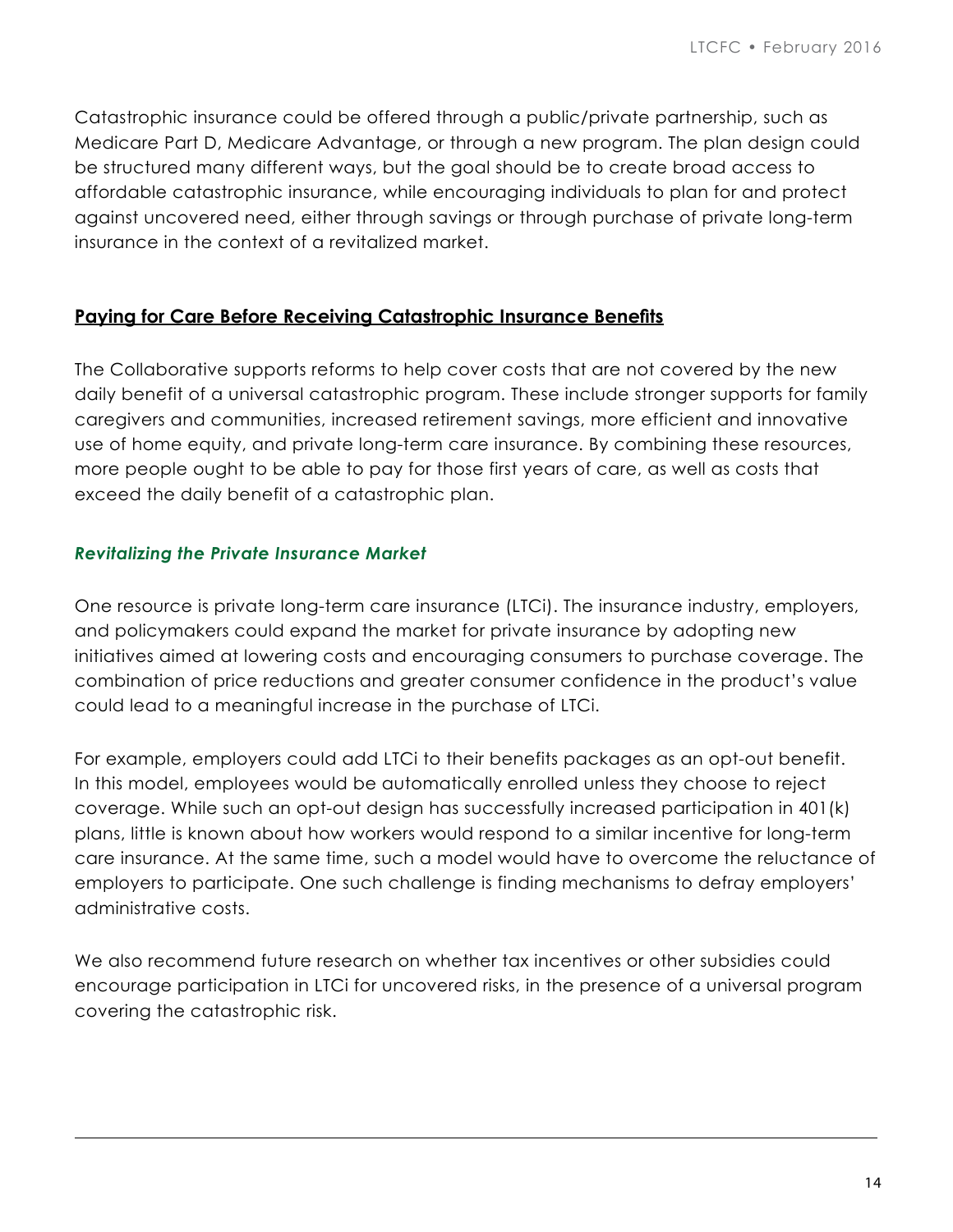Catastrophic insurance could be offered through a public/private partnership, such as Medicare Part D, Medicare Advantage, or through a new program. The plan design could be structured many different ways, but the goal should be to create broad access to affordable catastrophic insurance, while encouraging individuals to plan for and protect against uncovered need, either through savings or through purchase of private long-term insurance in the context of a revitalized market.

## Paying for Care Before Receiving Catastrophic Insurance Benefits

The Collaborative supports reforms to help cover costs that are not covered by the new daily benefit of a universal catastrophic program. These include stronger supports for family caregivers and communities, increased retirement savings, more efficient and innovative use of home equity, and private long-term care insurance. By combining these resources, more people ought to be able to pay for those first years of care, as well as costs that exceed the daily benefit of a catastrophic plan.

### *Revitalizing the Private Insurance Market*

One resource is private long-term care insurance (LTCi). The insurance industry, employers, and policymakers could expand the market for private insurance by adopting new initiatives aimed at lowering costs and encouraging consumers to purchase coverage. The combination of price reductions and greater consumer confidence in the product's value could lead to a meaningful increase in the purchase of LTCi.

For example, employers could add LTCi to their benefits packages as an opt-out benefit. In this model, employees would be automatically enrolled unless they choose to reject coverage. While such an opt-out design has successfully increased participation in 401(k) plans, little is known about how workers would respond to a similar incentive for long-term care insurance. At the same time, such a model would have to overcome the reluctance of employers to participate. One such challenge is finding mechanisms to defray employers' administrative costs.

We also recommend future research on whether tax incentives or other subsidies could encourage participation in LTCi for uncovered risks, in the presence of a universal program covering the catastrophic risk.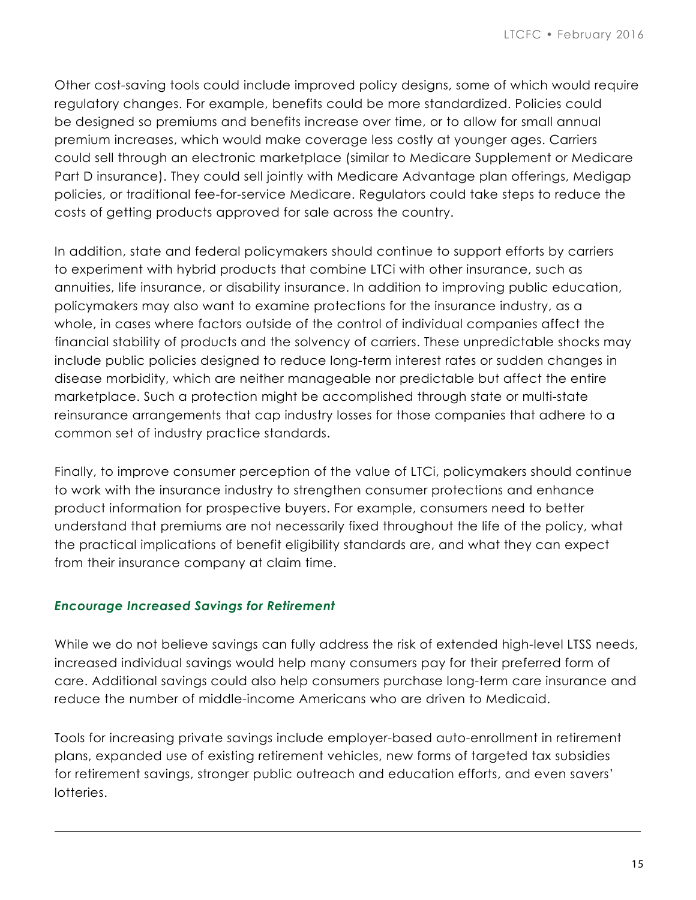Other cost-saving tools could include improved policy designs, some of which would require regulatory changes. For example, benefits could be more standardized. Policies could be designed so premiums and benefits increase over time, or to allow for small annual premium increases, which would make coverage less costly at younger ages. Carriers could sell through an electronic marketplace (similar to Medicare Supplement or Medicare Part D insurance). They could sell jointly with Medicare Advantage plan offerings, Medigap policies, or traditional fee-for-service Medicare. Regulators could take steps to reduce the costs of getting products approved for sale across the country.

In addition, state and federal policymakers should continue to support efforts by carriers to experiment with hybrid products that combine LTCi with other insurance, such as annuities, life insurance, or disability insurance. In addition to improving public education, policymakers may also want to examine protections for the insurance industry, as a whole, in cases where factors outside of the control of individual companies affect the financial stability of products and the solvency of carriers. These unpredictable shocks may include public policies designed to reduce long-term interest rates or sudden changes in disease morbidity, which are neither manageable nor predictable but affect the entire marketplace. Such a protection might be accomplished through state or multi-state reinsurance arrangements that cap industry losses for those companies that adhere to a common set of industry practice standards.

Finally, to improve consumer perception of the value of LTCi, policymakers should continue to work with the insurance industry to strengthen consumer protections and enhance product information for prospective buyers. For example, consumers need to better understand that premiums are not necessarily fixed throughout the life of the policy, what the practical implications of benefit eligibility standards are, and what they can expect from their insurance company at claim time.

### *Encourage Increased Savings for Retirement*

While we do not believe savings can fully address the risk of extended high-level LTSS needs, increased individual savings would help many consumers pay for their preferred form of care. Additional savings could also help consumers purchase long-term care insurance and reduce the number of middle-income Americans who are driven to Medicaid.

Tools for increasing private savings include employer-based auto-enrollment in retirement plans, expanded use of existing retirement vehicles, new forms of targeted tax subsidies for retirement savings, stronger public outreach and education efforts, and even savers' lotteries.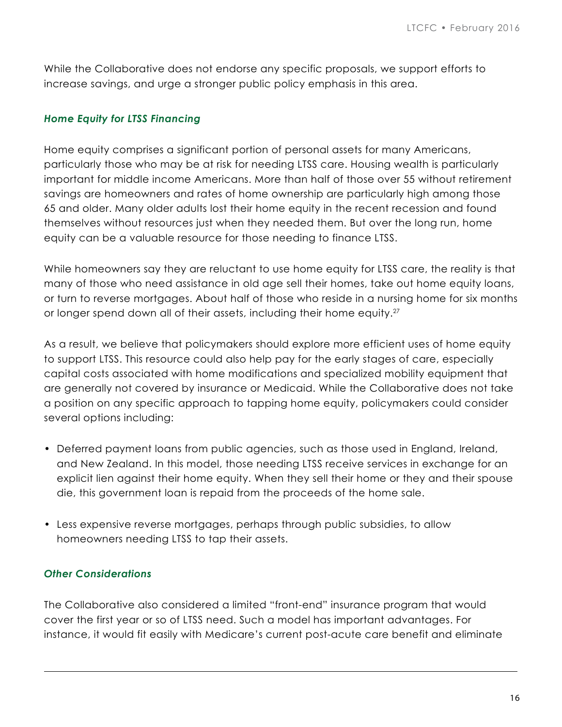While the Collaborative does not endorse any specific proposals, we support efforts to increase savings, and urge a stronger public policy emphasis in this area.

### *Home Equity for LTSS Financing*

Home equity comprises a significant portion of personal assets for many Americans, particularly those who may be at risk for needing LTSS care. Housing wealth is particularly important for middle income Americans. More than half of those over 55 without retirement savings are homeowners and rates of home ownership are particularly high among those 65 and older. Many older adults lost their home equity in the recent recession and found themselves without resources just when they needed them. But over the long run, home equity can be a valuable resource for those needing to finance LTSS.

While homeowners say they are reluctant to use home equity for LTSS care, the reality is that many of those who need assistance in old age sell their homes, take out home equity loans, or turn to reverse mortgages. About half of those who reside in a nursing home for six months or longer spend down all of their assets, including their home equity.[27]

As a result, we believe that policymakers should explore more efficient uses of home equity to support LTSS. This resource could also help pay for the early stages of care, especially capital costs associated with home modifications and specialized mobility equipment that are generally not covered by insurance or Medicaid. While the Collaborative does not take a position on any specific approach to tapping home equity, policymakers could consider several options including:

- Deferred payment loans from public agencies, such as those used in England, Ireland, and New Zealand. In this model, those needing LTSS receive services in exchange for an explicit lien against their home equity. When they sell their home or they and their spouse die, this government loan is repaid from the proceeds of the home sale.
- Less expensive reverse mortgages, perhaps through public subsidies, to allow homeowners needing LTSS to tap their assets.

### *Other Considerations*

The Collaborative also considered a limited "front-end" insurance program that would cover the first year or so of LTSS need. Such a model has important advantages. For instance, it would fit easily with Medicare's current post-acute care benefit and eliminate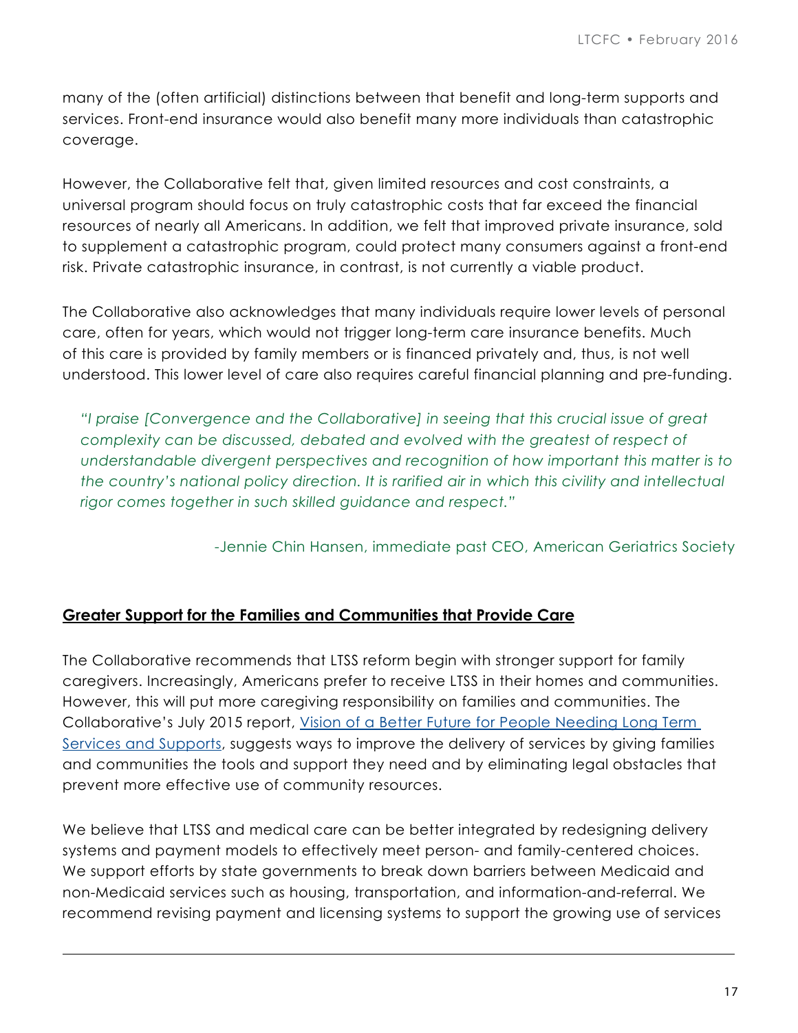many of the (often artificial) distinctions between that benefit and long-term supports and services. Front-end insurance would also benefit many more individuals than catastrophic coverage.

However, the Collaborative felt that, given limited resources and cost constraints, a universal program should focus on truly catastrophic costs that far exceed the financial resources of nearly all Americans. In addition, we felt that improved private insurance, sold to supplement a catastrophic program, could protect many consumers against a front-end risk. Private catastrophic insurance, in contrast, is not currently a viable product.

The Collaborative also acknowledges that many individuals require lower levels of personal care, often for years, which would not trigger long-term care insurance benefits. Much of this care is provided by family members or is financed privately and, thus, is not well understood. This lower level of care also requires careful financial planning and pre-funding.

> *"I praise [Convergence and the Collaborative] in seeing that this crucial issue of great complexity can be discussed, debated and evolved with the greatest of respect of understandable divergent perspectives and recognition of how important this matter is to the country's national policy direction. It is rarified air in which this civility and intellectual rigor comes together in such skilled guidance and respect."*
>
> -Jennie Chin Hansen, immediate past CEO, American Geriatrics Society

## Greater Support for the Families and Communities that Provide Care

The Collaborative recommends that LTSS reform begin with stronger support for family caregivers. Increasingly, Americans prefer to receive LTSS in their homes and communities. However, this will put more caregiving responsibility on families and communities. The Collaborative's July 2015 report, Vision of a Better Future for People Needing Long Term Services and Supports, suggests ways to improve the delivery of services by giving families and communities the tools and support they need and by eliminating legal obstacles that prevent more effective use of community resources.

We believe that LTSS and medical care can be better integrated by redesigning delivery systems and payment models to effectively meet person- and family-centered choices. We support efforts by state governments to break down barriers between Medicaid and non-Medicaid services such as housing, transportation, and information-and-referral. We recommend revising payment and licensing systems to support the growing use of services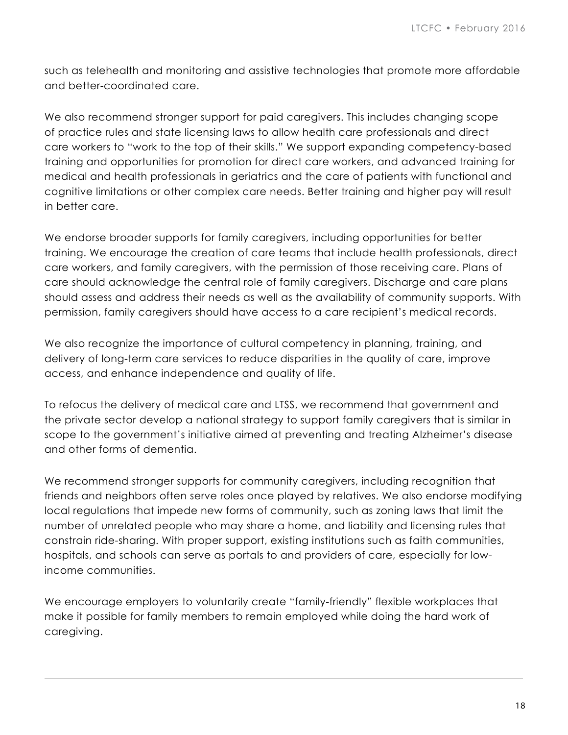such as telehealth and monitoring and assistive technologies that promote more affordable and better-coordinated care.

We also recommend stronger support for paid caregivers. This includes changing scope of practice rules and state licensing laws to allow health care professionals and direct care workers to "work to the top of their skills." We support expanding competency-based training and opportunities for promotion for direct care workers, and advanced training for medical and health professionals in geriatrics and the care of patients with functional and cognitive limitations or other complex care needs. Better training and higher pay will result in better care.

We endorse broader supports for family caregivers, including opportunities for better training. We encourage the creation of care teams that include health professionals, direct care workers, and family caregivers, with the permission of those receiving care. Plans of care should acknowledge the central role of family caregivers. Discharge and care plans should assess and address their needs as well as the availability of community supports. With permission, family caregivers should have access to a care recipient's medical records.

We also recognize the importance of cultural competency in planning, training, and delivery of long-term care services to reduce disparities in the quality of care, improve access, and enhance independence and quality of life.

To refocus the delivery of medical care and LTSS, we recommend that government and the private sector develop a national strategy to support family caregivers that is similar in scope to the government's initiative aimed at preventing and treating Alzheimer's disease and other forms of dementia.

We recommend stronger supports for community caregivers, including recognition that friends and neighbors often serve roles once played by relatives. We also endorse modifying local regulations that impede new forms of community, such as zoning laws that limit the number of unrelated people who may share a home, and liability and licensing rules that constrain ride-sharing. With proper support, existing institutions such as faith communities, hospitals, and schools can serve as portals to and providers of care, especially for low-income communities.

We encourage employers to voluntarily create "family-friendly" flexible workplaces that make it possible for family members to remain employed while doing the hard work of caregiving.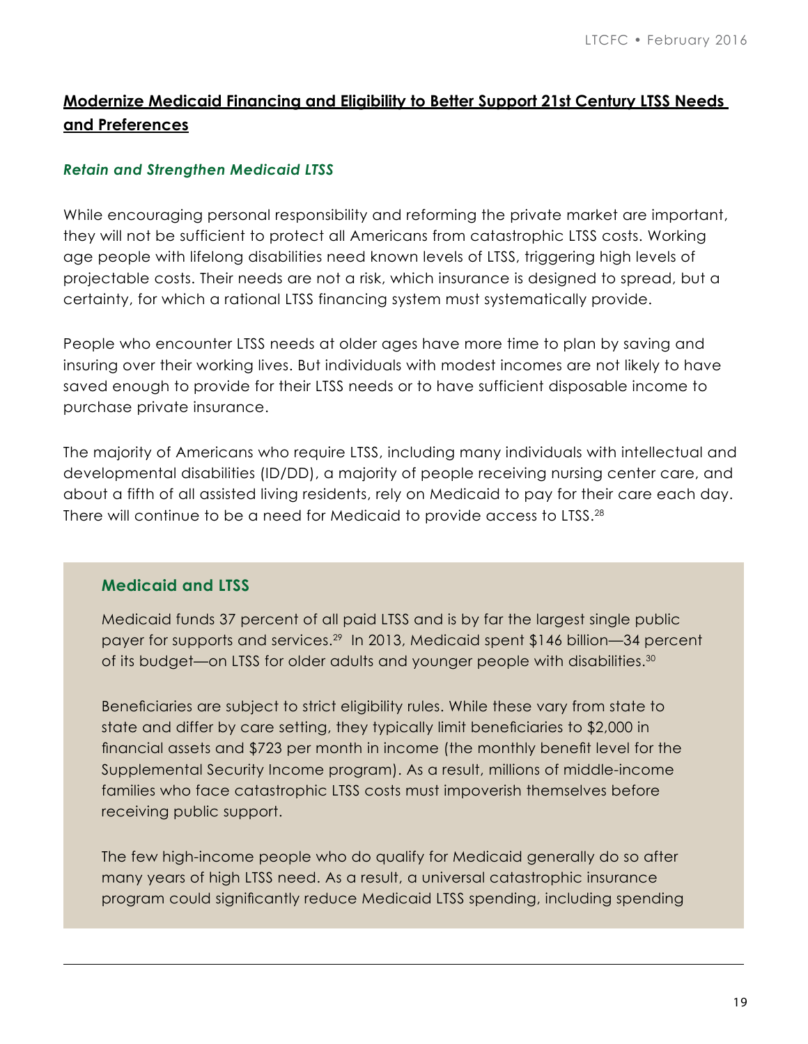## Modernize Medicaid Financing and Eligibility to Better Support 21st Century LTSS Needs and Preferences

### *Retain and Strengthen Medicaid LTSS*

While encouraging personal responsibility and reforming the private market are important, they will not be sufficient to protect all Americans from catastrophic LTSS costs. Working age people with lifelong disabilities need known levels of LTSS, triggering high levels of projectable costs. Their needs are not a risk, which insurance is designed to spread, but a certainty, for which a rational LTSS financing system must systematically provide.

People who encounter LTSS needs at older ages have more time to plan by saving and insuring over their working lives. But individuals with modest incomes are not likely to have saved enough to provide for their LTSS needs or to have sufficient disposable income to purchase private insurance.

The majority of Americans who require LTSS, including many individuals with intellectual and developmental disabilities (ID/DD), a majority of people receiving nursing center care, and about a fifth of all assisted living residents, rely on Medicaid to pay for their care each day. There will continue to be a need for Medicaid to provide access to LTSS.[28]

### Medicaid and LTSS

Medicaid funds 37 percent of all paid LTSS and is by far the largest single public payer for supports and services.[29] In 2013, Medicaid spent $146 billion—34 percent of its budget—on LTSS for older adults and younger people with disabilities.[30]

Beneficiaries are subject to strict eligibility rules. While these vary from state to state and differ by care setting, they typically limit beneficiaries to $2,000 in financial assets and $723 per month in income (the monthly benefit level for the Supplemental Security Income program). As a result, millions of middle-income families who face catastrophic LTSS costs must impoverish themselves before receiving public support.

The few high-income people who do qualify for Medicaid generally do so after many years of high LTSS need. As a result, a universal catastrophic insurance program could significantly reduce Medicaid LTSS spending, including spending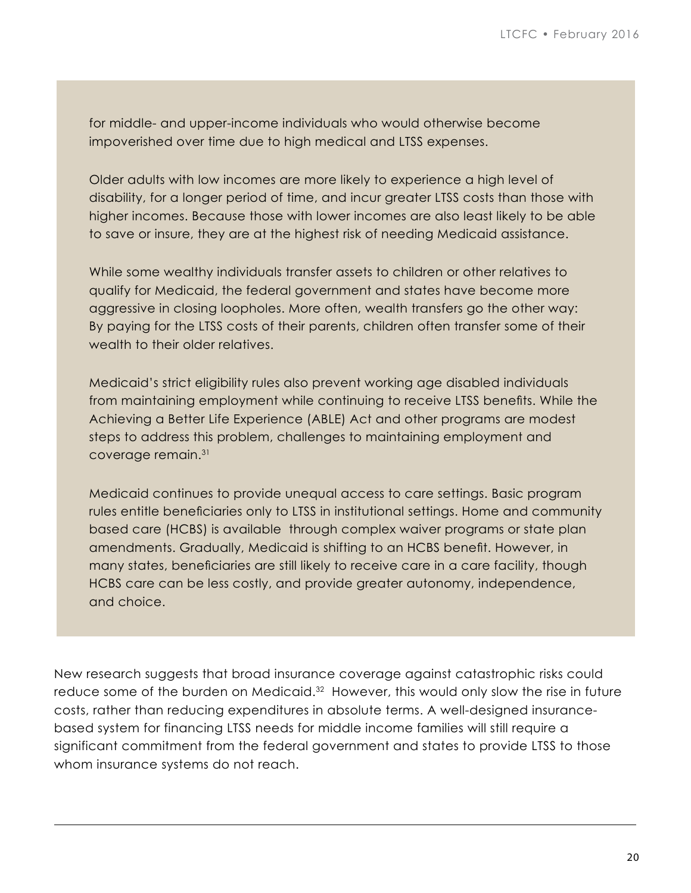for middle- and upper-income individuals who would otherwise become impoverished over time due to high medical and LTSS expenses.

Older adults with low incomes are more likely to experience a high level of disability, for a longer period of time, and incur greater LTSS costs than those with higher incomes. Because those with lower incomes are also least likely to be able to save or insure, they are at the highest risk of needing Medicaid assistance.

While some wealthy individuals transfer assets to children or other relatives to qualify for Medicaid, the federal government and states have become more aggressive in closing loopholes. More often, wealth transfers go the other way: By paying for the LTSS costs of their parents, children often transfer some of their wealth to their older relatives.

Medicaid's strict eligibility rules also prevent working age disabled individuals from maintaining employment while continuing to receive LTSS benefits. While the Achieving a Better Life Experience (ABLE) Act and other programs are modest steps to address this problem, challenges to maintaining employment and coverage remain.[31]

Medicaid continues to provide unequal access to care settings. Basic program rules entitle beneficiaries only to LTSS in institutional settings. Home and community based care (HCBS) is available through complex waiver programs or state plan amendments. Gradually, Medicaid is shifting to an HCBS benefit. However, in many states, beneficiaries are still likely to receive care in a care facility, though HCBS care can be less costly, and provide greater autonomy, independence, and choice.

New research suggests that broad insurance coverage against catastrophic risks could reduce some of the burden on Medicaid.[32] However, this would only slow the rise in future costs, rather than reducing expenditures in absolute terms. A well-designed insurance-based system for financing LTSS needs for middle income families will still require a significant commitment from the federal government and states to provide LTSS to those whom insurance systems do not reach.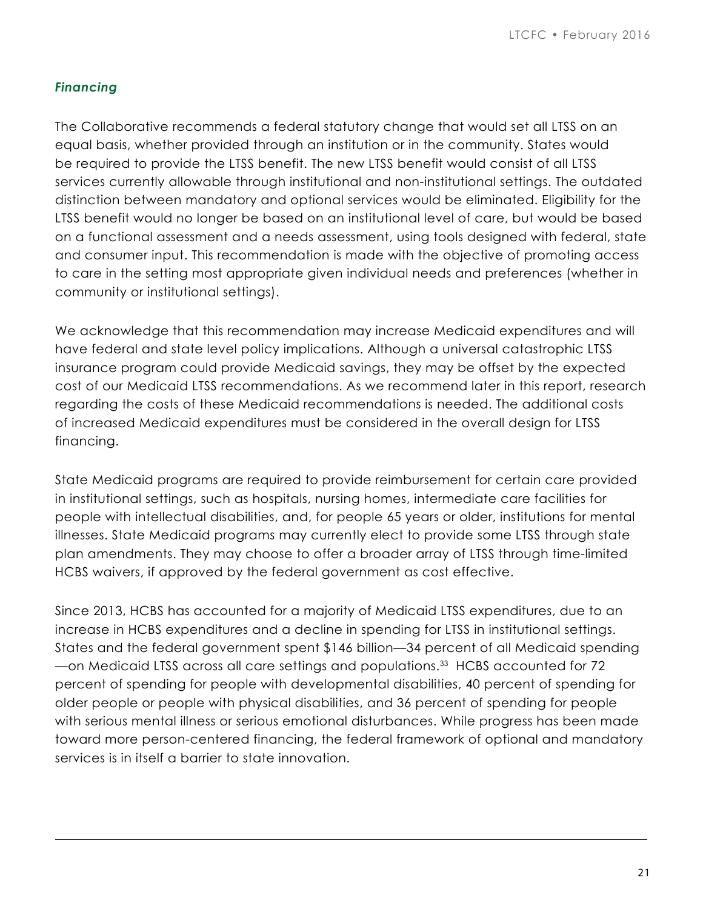### *Financing*

The Collaborative recommends a federal statutory change that would set all LTSS on an equal basis, whether provided through an institution or in the community. States would be required to provide the LTSS benefit. The new LTSS benefit would consist of all LTSS services currently allowable through institutional and non-institutional settings. The outdated distinction between mandatory and optional services would be eliminated. Eligibility for the LTSS benefit would no longer be based on an institutional level of care, but would be based on a functional assessment and a needs assessment, using tools designed with federal, state and consumer input. This recommendation is made with the objective of promoting access to care in the setting most appropriate given individual needs and preferences (whether in community or institutional settings).

We acknowledge that this recommendation may increase Medicaid expenditures and will have federal and state level policy implications. Although a universal catastrophic LTSS insurance program could provide Medicaid savings, they may be offset by the expected cost of our Medicaid LTSS recommendations. As we recommend later in this report, research regarding the costs of these Medicaid recommendations is needed. The additional costs of increased Medicaid expenditures must be considered in the overall design for LTSS financing.

State Medicaid programs are required to provide reimbursement for certain care provided in institutional settings, such as hospitals, nursing homes, intermediate care facilities for people with intellectual disabilities, and, for people 65 years or older, institutions for mental illnesses. State Medicaid programs may currently elect to provide some LTSS through state plan amendments. They may choose to offer a broader array of LTSS through time-limited HCBS waivers, if approved by the federal government as cost effective.

Since 2013, HCBS has accounted for a majority of Medicaid LTSS expenditures, due to an increase in HCBS expenditures and a decline in spending for LTSS in institutional settings. States and the federal government spent $146 billion—34 percent of all Medicaid spending—on Medicaid LTSS across all care settings and populations.[33] HCBS accounted for 72 percent of spending for people with developmental disabilities, 40 percent of spending for older people or people with physical disabilities, and 36 percent of spending for people with serious mental illness or serious emotional disturbances. While progress has been made toward more person-centered financing, the federal framework of optional and mandatory services is in itself a barrier to state innovation.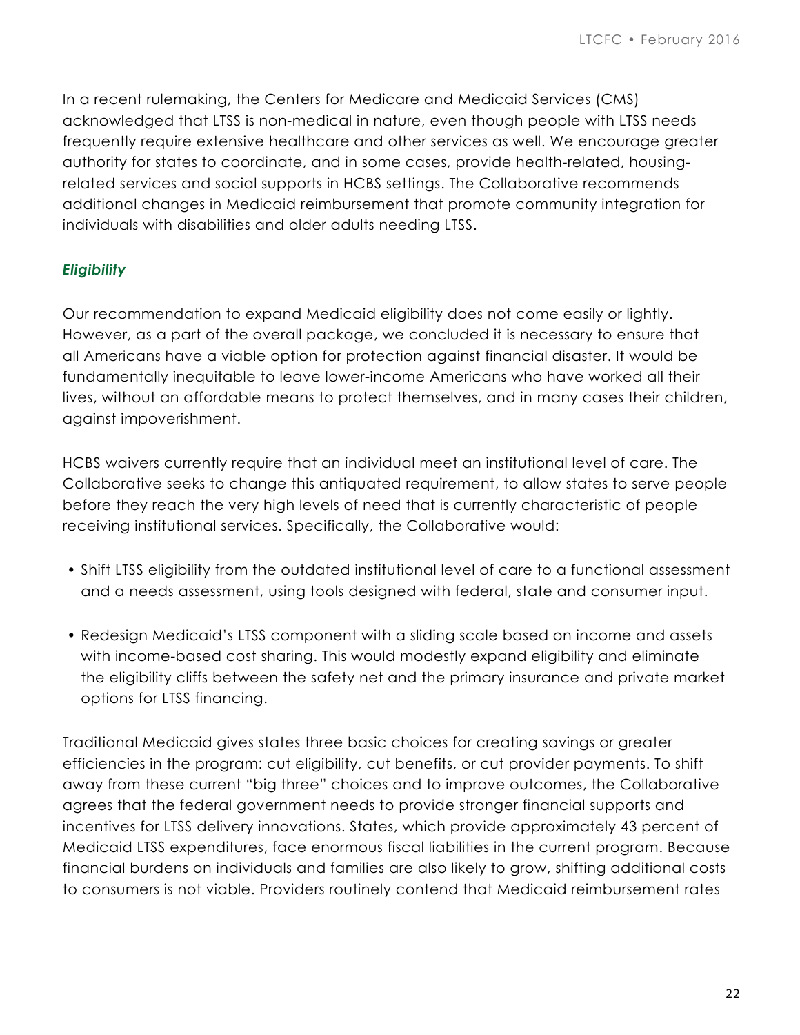In a recent rulemaking, the Centers for Medicare and Medicaid Services (CMS) acknowledged that LTSS is non-medical in nature, even though people with LTSS needs frequently require extensive healthcare and other services as well. We encourage greater authority for states to coordinate, and in some cases, provide health-related, housing-related services and social supports in HCBS settings. The Collaborative recommends additional changes in Medicaid reimbursement that promote community integration for individuals with disabilities and older adults needing LTSS.

### *Eligibility*

Our recommendation to expand Medicaid eligibility does not come easily or lightly. However, as a part of the overall package, we concluded it is necessary to ensure that all Americans have a viable option for protection against financial disaster. It would be fundamentally inequitable to leave lower-income Americans who have worked all their lives, without an affordable means to protect themselves, and in many cases their children, against impoverishment.

HCBS waivers currently require that an individual meet an institutional level of care. The Collaborative seeks to change this antiquated requirement, to allow states to serve people before they reach the very high levels of need that is currently characteristic of people receiving institutional services. Specifically, the Collaborative would:

- Shift LTSS eligibility from the outdated institutional level of care to a functional assessment and a needs assessment, using tools designed with federal, state and consumer input.
- Redesign Medicaid's LTSS component with a sliding scale based on income and assets with income-based cost sharing. This would modestly expand eligibility and eliminate the eligibility cliffs between the safety net and the primary insurance and private market options for LTSS financing.

Traditional Medicaid gives states three basic choices for creating savings or greater efficiencies in the program: cut eligibility, cut benefits, or cut provider payments. To shift away from these current "big three" choices and to improve outcomes, the Collaborative agrees that the federal government needs to provide stronger financial supports and incentives for LTSS delivery innovations. States, which provide approximately 43 percent of Medicaid LTSS expenditures, face enormous fiscal liabilities in the current program. Because financial burdens on individuals and families are also likely to grow, shifting additional costs to consumers is not viable. Providers routinely contend that Medicaid reimbursement rates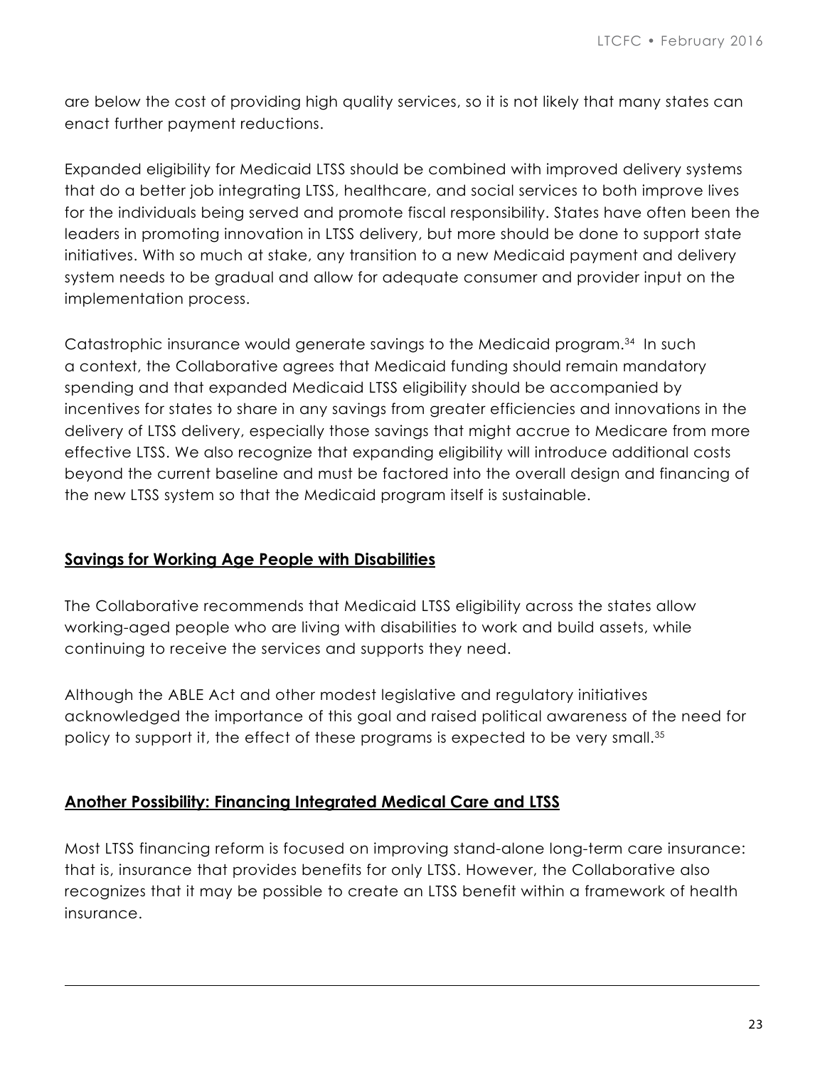are below the cost of providing high quality services, so it is not likely that many states can enact further payment reductions.

Expanded eligibility for Medicaid LTSS should be combined with improved delivery systems that do a better job integrating LTSS, healthcare, and social services to both improve lives for the individuals being served and promote fiscal responsibility. States have often been the leaders in promoting innovation in LTSS delivery, but more should be done to support state initiatives. With so much at stake, any transition to a new Medicaid payment and delivery system needs to be gradual and allow for adequate consumer and provider input on the implementation process.

Catastrophic insurance would generate savings to the Medicaid program.[34] In such a context, the Collaborative agrees that Medicaid funding should remain mandatory spending and that expanded Medicaid LTSS eligibility should be accompanied by incentives for states to share in any savings from greater efficiencies and innovations in the delivery of LTSS delivery, especially those savings that might accrue to Medicare from more effective LTSS. We also recognize that expanding eligibility will introduce additional costs beyond the current baseline and must be factored into the overall design and financing of the new LTSS system so that the Medicaid program itself is sustainable.

## Savings for Working Age People with Disabilities

The Collaborative recommends that Medicaid LTSS eligibility across the states allow working-aged people who are living with disabilities to work and build assets, while continuing to receive the services and supports they need.

Although the ABLE Act and other modest legislative and regulatory initiatives acknowledged the importance of this goal and raised political awareness of the need for policy to support it, the effect of these programs is expected to be very small.[35]

## Another Possibility: Financing Integrated Medical Care and LTSS

Most LTSS financing reform is focused on improving stand-alone long-term care insurance: that is, insurance that provides benefits for only LTSS. However, the Collaborative also recognizes that it may be possible to create an LTSS benefit within a framework of health insurance.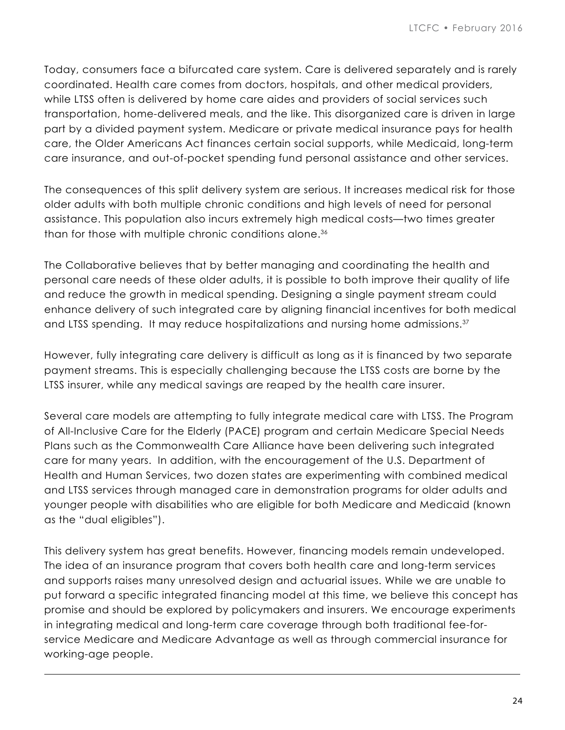Today, consumers face a bifurcated care system. Care is delivered separately and is rarely coordinated. Health care comes from doctors, hospitals, and other medical providers, while LTSS often is delivered by home care aides and providers of social services such transportation, home-delivered meals, and the like. This disorganized care is driven in large part by a divided payment system. Medicare or private medical insurance pays for health care, the Older Americans Act finances certain social supports, while Medicaid, long-term care insurance, and out-of-pocket spending fund personal assistance and other services.

The consequences of this split delivery system are serious. It increases medical risk for those older adults with both multiple chronic conditions and high levels of need for personal assistance. This population also incurs extremely high medical costs—two times greater than for those with multiple chronic conditions alone.[36]

The Collaborative believes that by better managing and coordinating the health and personal care needs of these older adults, it is possible to both improve their quality of life and reduce the growth in medical spending. Designing a single payment stream could enhance delivery of such integrated care by aligning financial incentives for both medical and LTSS spending. It may reduce hospitalizations and nursing home admissions.[37]

However, fully integrating care delivery is difficult as long as it is financed by two separate payment streams. This is especially challenging because the LTSS costs are borne by the LTSS insurer, while any medical savings are reaped by the health care insurer.

Several care models are attempting to fully integrate medical care with LTSS. The Program of All-Inclusive Care for the Elderly (PACE) program and certain Medicare Special Needs Plans such as the Commonwealth Care Alliance have been delivering such integrated care for many years. In addition, with the encouragement of the U.S. Department of Health and Human Services, two dozen states are experimenting with combined medical and LTSS services through managed care in demonstration programs for older adults and younger people with disabilities who are eligible for both Medicare and Medicaid (known as the "dual eligibles").

This delivery system has great benefits. However, financing models remain undeveloped. The idea of an insurance program that covers both health care and long-term services and supports raises many unresolved design and actuarial issues. While we are unable to put forward a specific integrated financing model at this time, we believe this concept has promise and should be explored by policymakers and insurers. We encourage experiments in integrating medical and long-term care coverage through both traditional fee-for-service Medicare and Medicare Advantage as well as through commercial insurance for working-age people.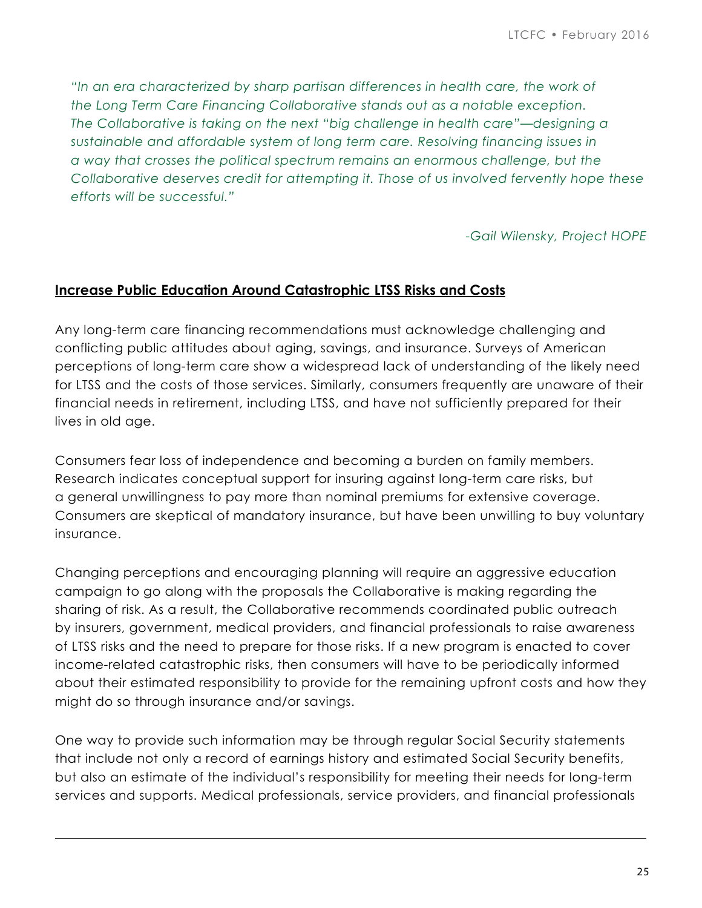*"In an era characterized by sharp partisan differences in health care, the work of the Long Term Care Financing Collaborative stands out as a notable exception. The Collaborative is taking on the next "big challenge in health care"—designing a sustainable and affordable system of long term care. Resolving financing issues in a way that crosses the political spectrum remains an enormous challenge, but the Collaborative deserves credit for attempting it. Those of us involved fervently hope these efforts will be successful."*

*-Gail Wilensky, Project HOPE*

## Increase Public Education Around Catastrophic LTSS Risks and Costs

Any long-term care financing recommendations must acknowledge challenging and conflicting public attitudes about aging, savings, and insurance. Surveys of American perceptions of long-term care show a widespread lack of understanding of the likely need for LTSS and the costs of those services. Similarly, consumers frequently are unaware of their financial needs in retirement, including LTSS, and have not sufficiently prepared for their lives in old age.

Consumers fear loss of independence and becoming a burden on family members. Research indicates conceptual support for insuring against long-term care risks, but a general unwillingness to pay more than nominal premiums for extensive coverage. Consumers are skeptical of mandatory insurance, but have been unwilling to buy voluntary insurance.

Changing perceptions and encouraging planning will require an aggressive education campaign to go along with the proposals the Collaborative is making regarding the sharing of risk. As a result, the Collaborative recommends coordinated public outreach by insurers, government, medical providers, and financial professionals to raise awareness of LTSS risks and the need to prepare for those risks. If a new program is enacted to cover income-related catastrophic risks, then consumers will have to be periodically informed about their estimated responsibility to provide for the remaining upfront costs and how they might do so through insurance and/or savings.

One way to provide such information may be through regular Social Security statements that include not only a record of earnings history and estimated Social Security benefits, but also an estimate of the individual's responsibility for meeting their needs for long-term services and supports. Medical professionals, service providers, and financial professionals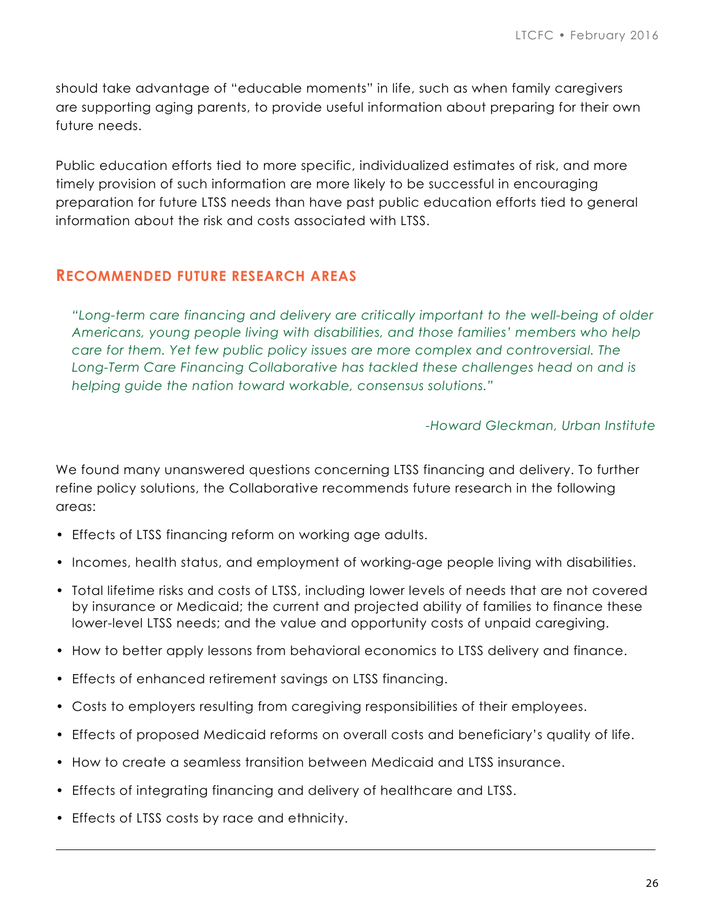should take advantage of "educable moments" in life, such as when family caregivers are supporting aging parents, to provide useful information about preparing for their own future needs.

Public education efforts tied to more specific, individualized estimates of risk, and more timely provision of such information are more likely to be successful in encouraging preparation for future LTSS needs than have past public education efforts tied to general information about the risk and costs associated with LTSS.

## Recommended future research areas

> *"Long-term care financing and delivery are critically important to the well-being of older Americans, young people living with disabilities, and those families' members who help care for them. Yet few public policy issues are more complex and controversial. The Long-Term Care Financing Collaborative has tackled these challenges head on and is helping guide the nation toward workable, consensus solutions."*
>
> *-Howard Gleckman, Urban Institute*

We found many unanswered questions concerning LTSS financing and delivery. To further refine policy solutions, the Collaborative recommends future research in the following areas:

- Effects of LTSS financing reform on working age adults.
- Incomes, health status, and employment of working-age people living with disabilities.
- Total lifetime risks and costs of LTSS, including lower levels of needs that are not covered by insurance or Medicaid; the current and projected ability of families to finance these lower-level LTSS needs; and the value and opportunity costs of unpaid caregiving.
- How to better apply lessons from behavioral economics to LTSS delivery and finance.
- Effects of enhanced retirement savings on LTSS financing.
- Costs to employers resulting from caregiving responsibilities of their employees.
- Effects of proposed Medicaid reforms on overall costs and beneficiary's quality of life.
- How to create a seamless transition between Medicaid and LTSS insurance.
- Effects of integrating financing and delivery of healthcare and LTSS.
- Effects of LTSS costs by race and ethnicity.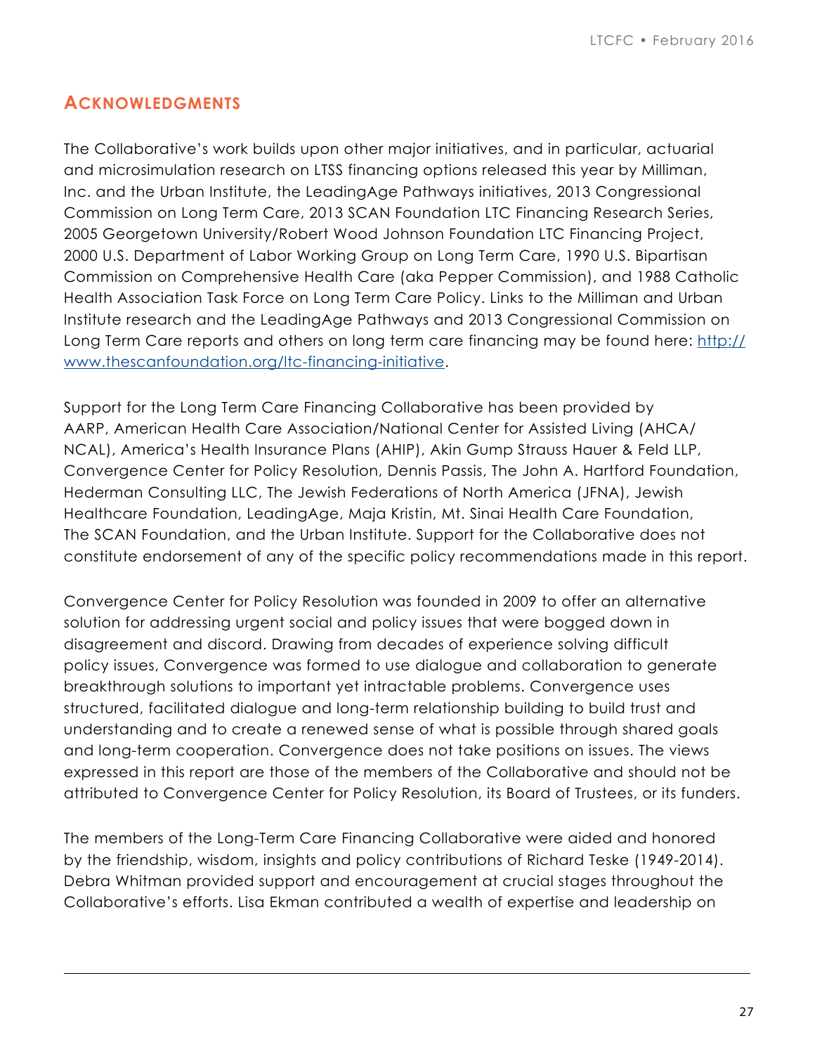## Acknowledgments

The Collaborative's work builds upon other major initiatives, and in particular, actuarial and microsimulation research on LTSS financing options released this year by Milliman, Inc. and the Urban Institute, the LeadingAge Pathways initiatives, 2013 Congressional Commission on Long Term Care, 2013 SCAN Foundation LTC Financing Research Series, 2005 Georgetown University/Robert Wood Johnson Foundation LTC Financing Project, 2000 U.S. Department of Labor Working Group on Long Term Care, 1990 U.S. Bipartisan Commission on Comprehensive Health Care (aka Pepper Commission), and 1988 Catholic Health Association Task Force on Long Term Care Policy. Links to the Milliman and Urban Institute research and the LeadingAge Pathways and 2013 Congressional Commission on Long Term Care reports and others on long term care financing may be found here: [http://www.thescanfoundation.org/ltc-financing-initiative](http://www.thescanfoundation.org/ltc-financing-initiative).

Support for the Long Term Care Financing Collaborative has been provided by AARP, American Health Care Association/National Center for Assisted Living (AHCA/NCAL), America's Health Insurance Plans (AHIP), Akin Gump Strauss Hauer & Feld LLP, Convergence Center for Policy Resolution, Dennis Passis, The John A. Hartford Foundation, Hederman Consulting LLC, The Jewish Federations of North America (JFNA), Jewish Healthcare Foundation, LeadingAge, Maja Kristin, Mt. Sinai Health Care Foundation, The SCAN Foundation, and the Urban Institute. Support for the Collaborative does not constitute endorsement of any of the specific policy recommendations made in this report.

Convergence Center for Policy Resolution was founded in 2009 to offer an alternative solution for addressing urgent social and policy issues that were bogged down in disagreement and discord. Drawing from decades of experience solving difficult policy issues, Convergence was formed to use dialogue and collaboration to generate breakthrough solutions to important yet intractable problems. Convergence uses structured, facilitated dialogue and long-term relationship building to build trust and understanding and to create a renewed sense of what is possible through shared goals and long-term cooperation. Convergence does not take positions on issues. The views expressed in this report are those of the members of the Collaborative and should not be attributed to Convergence Center for Policy Resolution, its Board of Trustees, or its funders.

The members of the Long-Term Care Financing Collaborative were aided and honored by the friendship, wisdom, insights and policy contributions of Richard Teske (1949-2014). Debra Whitman provided support and encouragement at crucial stages throughout the Collaborative's efforts. Lisa Ekman contributed a wealth of expertise and leadership on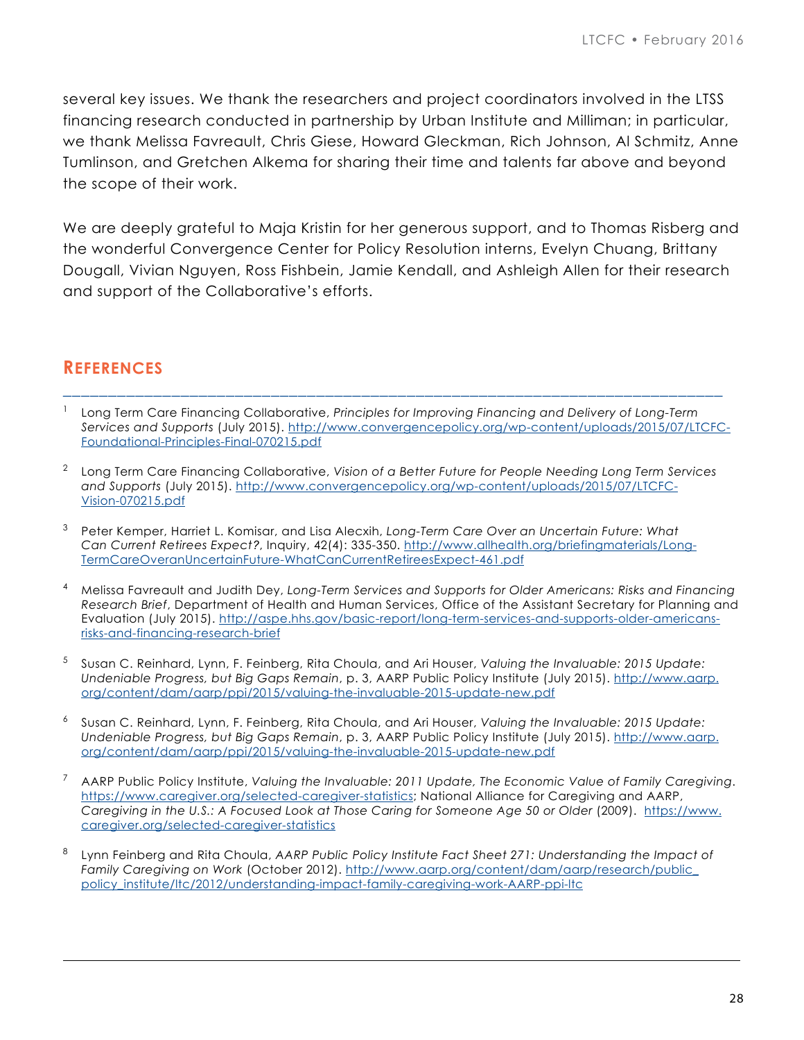several key issues. We thank the researchers and project coordinators involved in the LTSS financing research conducted in partnership by Urban Institute and Milliman; in particular, we thank Melissa Favreault, Chris Giese, Howard Gleckman, Rich Johnson, Al Schmitz, Anne Tumlinson, and Gretchen Alkema for sharing their time and talents far above and beyond the scope of their work.

We are deeply grateful to Maja Kristin for her generous support, and to Thomas Risberg and the wonderful Convergence Center for Policy Resolution interns, Evelyn Chuang, Brittany Dougall, Vivian Nguyen, Ross Fishbein, Jamie Kendall, and Ashleigh Allen for their research and support of the Collaborative's efforts.

## References

1. Long Term Care Financing Collaborative, *Principles for Improving Financing and Delivery of Long-Term Services and Supports* (July 2015). http://www.convergencepolicy.org/wp-content/uploads/2015/07/LTCFC-Foundational-Principles-Final-070215.pdf

2. Long Term Care Financing Collaborative, *Vision of a Better Future for People Needing Long Term Services and Supports* (July 2015). http://www.convergencepolicy.org/wp-content/uploads/2015/07/LTCFC-Vision-070215.pdf

3. Peter Kemper, Harriet L. Komisar, and Lisa Alecxih, *Long-Term Care Over an Uncertain Future: What Can Current Retirees Expect?*, Inquiry, 42(4): 335-350. http://www.allhealth.org/briefingmaterials/Long-TermCareOveranUncertainFuture-WhatCanCurrentRetireesExpect-461.pdf

4. Melissa Favreault and Judith Dey, *Long-Term Services and Supports for Older Americans: Risks and Financing Research Brief*, Department of Health and Human Services, Office of the Assistant Secretary for Planning and Evaluation (July 2015). http://aspe.hhs.gov/basic-report/long-term-services-and-supports-older-americans-risks-and-financing-research-brief

5. Susan C. Reinhard, Lynn, F. Feinberg, Rita Choula, and Ari Houser, *Valuing the Invaluable: 2015 Update: Undeniable Progress, but Big Gaps Remain*, p. 3, AARP Public Policy Institute (July 2015). http://www.aarp.org/content/dam/aarp/ppi/2015/valuing-the-invaluable-2015-update-new.pdf

6. Susan C. Reinhard, Lynn, F. Feinberg, Rita Choula, and Ari Houser, *Valuing the Invaluable: 2015 Update: Undeniable Progress, but Big Gaps Remain*, p. 3, AARP Public Policy Institute (July 2015). http://www.aarp.org/content/dam/aarp/ppi/2015/valuing-the-invaluable-2015-update-new.pdf

7. AARP Public Policy Institute, *Valuing the Invaluable: 2011 Update, The Economic Value of Family Caregiving*. https://www.caregiver.org/selected-caregiver-statistics; National Alliance for Caregiving and AARP, *Caregiving in the U.S.: A Focused Look at Those Caring for Someone Age 50 or Older* (2009). https://www.caregiver.org/selected-caregiver-statistics

8. Lynn Feinberg and Rita Choula, *AARP Public Policy Institute Fact Sheet 271: Understanding the Impact of Family Caregiving on Work* (October 2012). http://www.aarp.org/content/dam/aarp/research/public_policy_institute/ltc/2012/understanding-impact-family-caregiving-work-AARP-ppi-ltc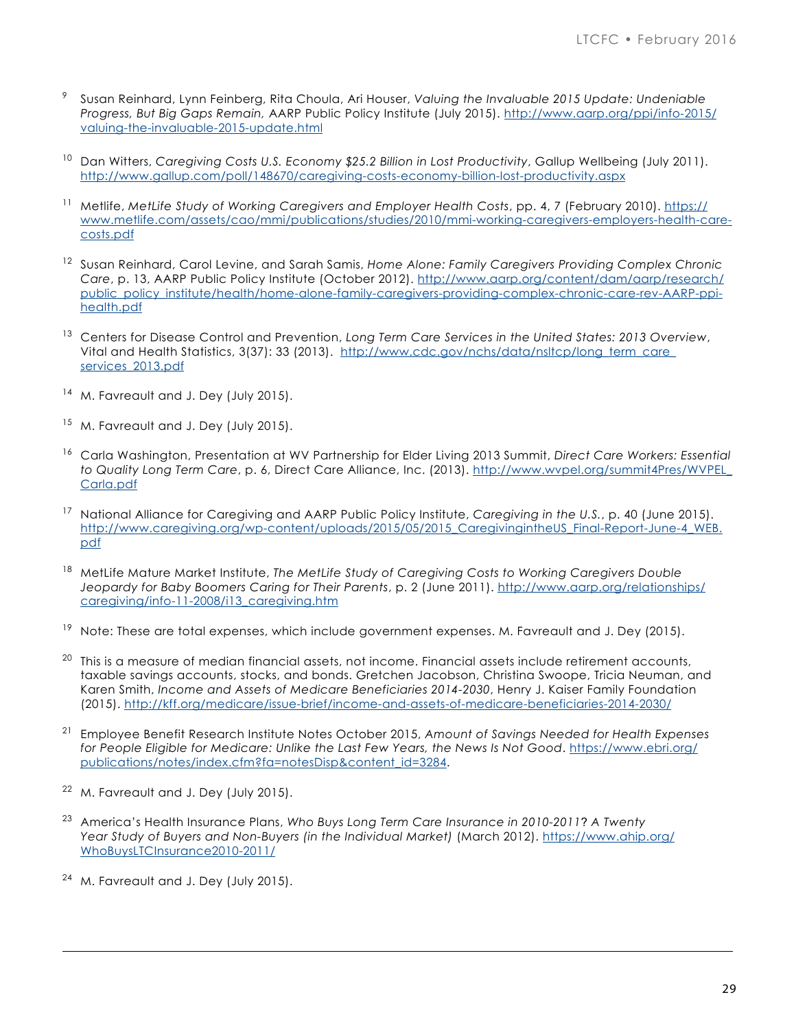[9] Susan Reinhard, Lynn Feinberg, Rita Choula, Ari Houser, *Valuing the Invaluable 2015 Update: Undeniable Progress, But Big Gaps Remain,* AARP Public Policy Institute (July 2015). http://www.aarp.org/ppi/info-2015/valuing-the-invaluable-2015-update.html

[10] Dan Witters, *Caregiving Costs U.S. Economy $25.2 Billion in Lost Productivity*, Gallup Wellbeing (July 2011). http://www.gallup.com/poll/148670/caregiving-costs-economy-billion-lost-productivity.aspx

[11] Metlife, *MetLife Study of Working Caregivers and Employer Health Costs*, pp. 4, 7 (February 2010). https://www.metlife.com/assets/cao/mmi/publications/studies/2010/mmi-working-caregivers-employers-health-care-costs.pdf

[12] Susan Reinhard, Carol Levine, and Sarah Samis, *Home Alone: Family Caregivers Providing Complex Chronic Care*, p. 13, AARP Public Policy Institute (October 2012). http://www.aarp.org/content/dam/aarp/research/public_policy_institute/health/home-alone-family-caregivers-providing-complex-chronic-care-rev-AARP-ppi-health.pdf

[13] Centers for Disease Control and Prevention, *Long Term Care Services in the United States: 2013 Overview*, Vital and Health Statistics, 3(37): 33 (2013). http://www.cdc.gov/nchs/data/nsltcp/long_term_care_services_2013.pdf

[14] M. Favreault and J. Dey (July 2015).

[15] M. Favreault and J. Dey (July 2015).

[16] Carla Washington, Presentation at WV Partnership for Elder Living 2013 Summit, *Direct Care Workers: Essential to Quality Long Term Care*, p. 6, Direct Care Alliance, Inc. (2013). http://www.wvpel.org/summit4Pres/WVPEL_Carla.pdf

[17] National Alliance for Caregiving and AARP Public Policy Institute, *Caregiving in the U.S.*, p. 40 (June 2015). http://www.caregiving.org/wp-content/uploads/2015/05/2015_CaregivingintheUS_Final-Report-June-4_WEB.pdf

[18] MetLife Mature Market Institute, *The MetLife Study of Caregiving Costs to Working Caregivers Double Jeopardy for Baby Boomers Caring for Their Parents*, p. 2 (June 2011). http://www.aarp.org/relationships/caregiving/info-11-2008/i13_caregiving.htm

[19] Note: These are total expenses, which include government expenses. M. Favreault and J. Dey (2015).

[20] This is a measure of median financial assets, not income. Financial assets include retirement accounts, taxable savings accounts, stocks, and bonds. Gretchen Jacobson, Christina Swoope, Tricia Neuman, and Karen Smith, *Income and Assets of Medicare Beneficiaries 2014-2030*, Henry J. Kaiser Family Foundation (2015). http://kff.org/medicare/issue-brief/income-and-assets-of-medicare-beneficiaries-2014-2030/

[21] Employee Benefit Research Institute Notes October 2015, *Amount of Savings Needed for Health Expenses for People Eligible for Medicare: Unlike the Last Few Years, the News Is Not Good*. https://www.ebri.org/publications/notes/index.cfm?fa=notesDisp&content_id=3284.

[22] M. Favreault and J. Dey (July 2015).

[23] America's Health Insurance Plans, *Who Buys Long Term Care Insurance in 2010-2011? A Twenty Year Study of Buyers and Non-Buyers (in the Individual Market)* (March 2012). https://www.ahip.org/WhoBuysLTCInsurance2010-2011/

[24] M. Favreault and J. Dey (July 2015).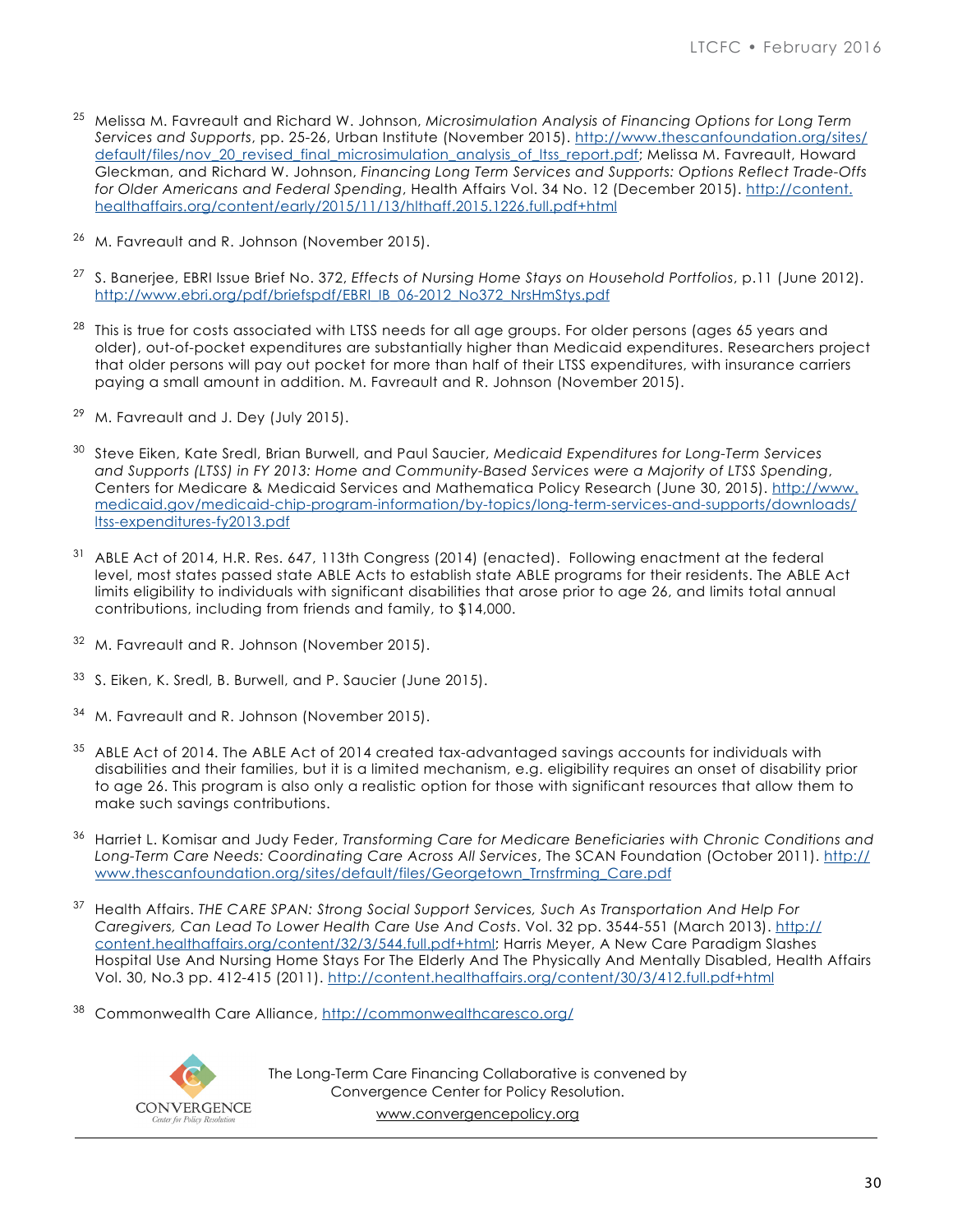[25] Melissa M. Favreault and Richard W. Johnson, *Microsimulation Analysis of Financing Options for Long Term Services and Supports*, pp. 25-26, Urban Institute (November 2015). http://www.thescanfoundation.org/sites/default/files/nov_20_revised_final_microsimulation_analysis_of_ltss_report.pdf; Melissa M. Favreault, Howard Gleckman, and Richard W. Johnson, *Financing Long Term Services and Supports: Options Reflect Trade-Offs for Older Americans and Federal Spending*, Health Affairs Vol. 34 No. 12 (December 2015). http://content.healthaffairs.org/content/early/2015/11/13/hlthaff.2015.1226.full.pdf+html

[26] M. Favreault and R. Johnson (November 2015).

[27] S. Banerjee, EBRI Issue Brief No. 372, *Effects of Nursing Home Stays on Household Portfolios*, p.11 (June 2012). http://www.ebri.org/pdf/briefspdf/EBRI_IB_06-2012_No372_NrsHmStys.pdf

[28] This is true for costs associated with LTSS needs for all age groups. For older persons (ages 65 years and older), out-of-pocket expenditures are substantially higher than Medicaid expenditures. Researchers project that older persons will pay out pocket for more than half of their LTSS expenditures, with insurance carriers paying a small amount in addition. M. Favreault and R. Johnson (November 2015).

[29] M. Favreault and J. Dey (July 2015).

[30] Steve Eiken, Kate Sredl, Brian Burwell, and Paul Saucier, *Medicaid Expenditures for Long-Term Services and Supports (LTSS) in FY 2013: Home and Community-Based Services were a Majority of LTSS Spending*, Centers for Medicare & Medicaid Services and Mathematica Policy Research (June 30, 2015). http://www.medicaid.gov/medicaid-chip-program-information/by-topics/long-term-services-and-supports/downloads/ltss-expenditures-fy2013.pdf

[31] ABLE Act of 2014, H.R. Res. 647, 113th Congress (2014) (enacted). Following enactment at the federal level, most states passed state ABLE Acts to establish state ABLE programs for their residents. The ABLE Act limits eligibility to individuals with significant disabilities that arose prior to age 26, and limits total annual contributions, including from friends and family, to $14,000.

[32] M. Favreault and R. Johnson (November 2015).

[33] S. Eiken, K. Sredl, B. Burwell, and P. Saucier (June 2015).

[34] M. Favreault and R. Johnson (November 2015).

[35] ABLE Act of 2014. The ABLE Act of 2014 created tax-advantaged savings accounts for individuals with disabilities and their families, but it is a limited mechanism, e.g. eligibility requires an onset of disability prior to age 26. This program is also only a realistic option for those with significant resources that allow them to make such savings contributions.

[36] Harriet L. Komisar and Judy Feder, *Transforming Care for Medicare Beneficiaries with Chronic Conditions and Long-Term Care Needs: Coordinating Care Across All Services*, The SCAN Foundation (October 2011). http://www.thescanfoundation.org/sites/default/files/Georgetown_Trnsfrming_Care.pdf

[37] Health Affairs. *THE CARE SPAN: Strong Social Support Services, Such As Transportation And Help For Caregivers, Can Lead To Lower Health Care Use And Costs*. Vol. 32 pp. 3544-551 (March 2013). http://content.healthaffairs.org/content/32/3/544.full.pdf+html; Harris Meyer, A New Care Paradigm Slashes Hospital Use And Nursing Home Stays For The Elderly And The Physically And Mentally Disabled, Health Affairs Vol. 30, No.3 pp. 412-415 (2011). http://content.healthaffairs.org/content/30/3/412.full.pdf+html

[38] Commonwealth Care Alliance, http://commonwealthcaresco.org/

The Long-Term Care Financing Collaborative is convened by Convergence Center for Policy Resolution.
www.convergencepolicy.org